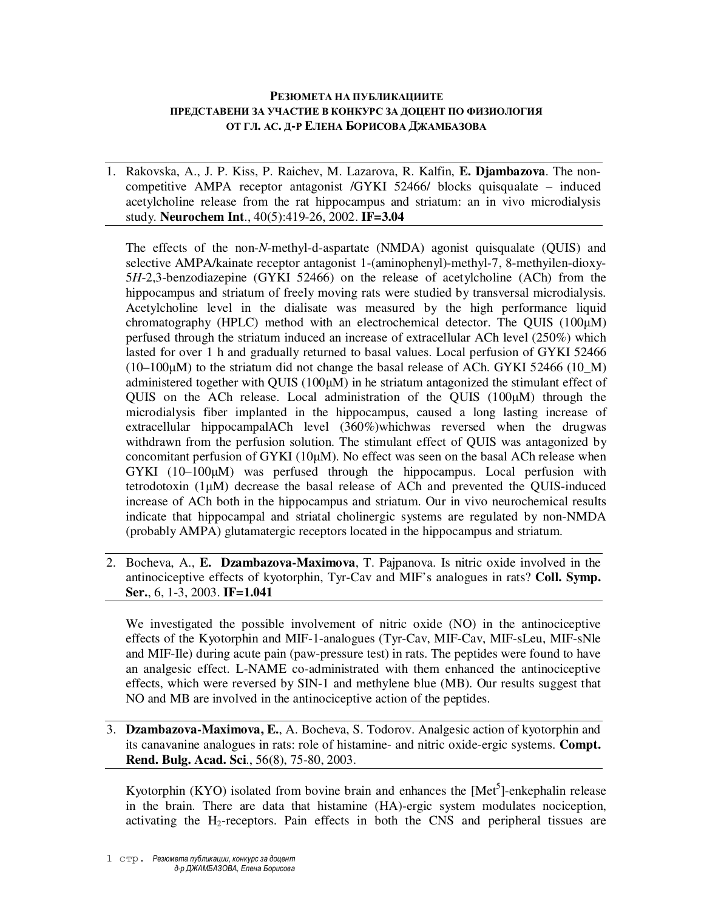### РЕЗЮМЕТА НА ПУБЛИКАЦИИТЕ
### ПРЕДСТАВЕНИ ЗА УЧАСТИЕ В КОНКУРС ЗА ДОЦЕНТ ПО ФИЗИОЛОГИЯ
### ОТ ГЛ. АС. Д-Р ЕЛЕНА БОРИСОВА ДЖАМБАЗОВА

1. Rakovska, A., J. P. Kiss, P. Raichev, M. Lazarova, R. Kalfin, **E. Djambazova**. The non-competitive AMPA receptor antagonist /GYKI 52466/ blocks quisqualate – induced acetylcholine release from the rat hippocampus and striatum: an in vivo microdialysis study. **Neurochem Int**., 40(5):419-26, 2002. **IF=3.04**

The effects of the non-*N*-methyl-d-aspartate (NMDA) agonist quisqualate (QUIS) and selective AMPA/kainate receptor antagonist 1-(aminophenyl)-methyl-7, 8-methyilen-dioxy-5*H*-2,3-benzodiazepine (GYKI 52466) on the release of acetylcholine (ACh) from the hippocampus and striatum of freely moving rats were studied by transversal microdialysis. Acetylcholine level in the dialisate was measured by the high performance liquid chromatography (HPLC) method with an electrochemical detector. The QUIS (100μM) perfused through the striatum induced an increase of extracellular ACh level (250%) which lasted for over 1 h and gradually returned to basal values. Local perfusion of GYKI 52466 (10–100μM) to the striatum did not change the basal release of ACh. GYKI 52466 (10_M) administered together with QUIS (100μM) in he striatum antagonized the stimulant effect of QUIS on the ACh release. Local administration of the QUIS (100μM) through the microdialysis fiber implanted in the hippocampus, caused a long lasting increase of extracellular hippocampalACh level (360%)whichwas reversed when the drugwas withdrawn from the perfusion solution. The stimulant effect of QUIS was antagonized by concomitant perfusion of GYKI (10μM). No effect was seen on the basal ACh release when GYKI (10–100μM) was perfused through the hippocampus. Local perfusion with tetrodotoxin (1μM) decrease the basal release of ACh and prevented the QUIS-induced increase of ACh both in the hippocampus and striatum. Our in vivo neurochemical results indicate that hippocampal and striatal cholinergic systems are regulated by non-NMDA (probably AMPA) glutamatergic receptors located in the hippocampus and striatum.

2. Bocheva, A., **E. Dzambazova-Maximova**, T. Pajpanova. Is nitric oxide involved in the antinociceptive effects of kyotorphin, Tyr-Cav and MIF's analogues in rats? **Coll. Symp. Ser.**, 6, 1-3, 2003. **IF=1.041**

We investigated the possible involvement of nitric oxide (NO) in the antinociceptive effects of the Kyotorphin and MIF-1-analogues (Tyr-Cav, MIF-Cav, MIF-sLeu, MIF-sNle and MIF-Ile) during acute pain (paw-pressure test) in rats. The peptides were found to have an analgesic effect. L-NAME co-administrated with them enhanced the antinociceptive effects, which were reversed by SIN-1 and methylene blue (MB). Our results suggest that NO and MB are involved in the antinociceptive action of the peptides.

3. **Dzambazova-Maximova, E.**, A. Bocheva, S. Todorov. Analgesic action of kyotorphin and its canavanine analogues in rats: role of histamine- and nitric oxide-ergic systems. **Compt. Rend. Bulg. Acad. Sci**., 56(8), 75-80, 2003.

Kyotorphin (KYO) isolated from bovine brain and enhances the [Met$^5$]-enkephalin release in the brain. There are data that histamine (HA)-ergic system modulates nociception, activating the $H_2$-receptors. Pain effects in both the CNS and peripheral tissues are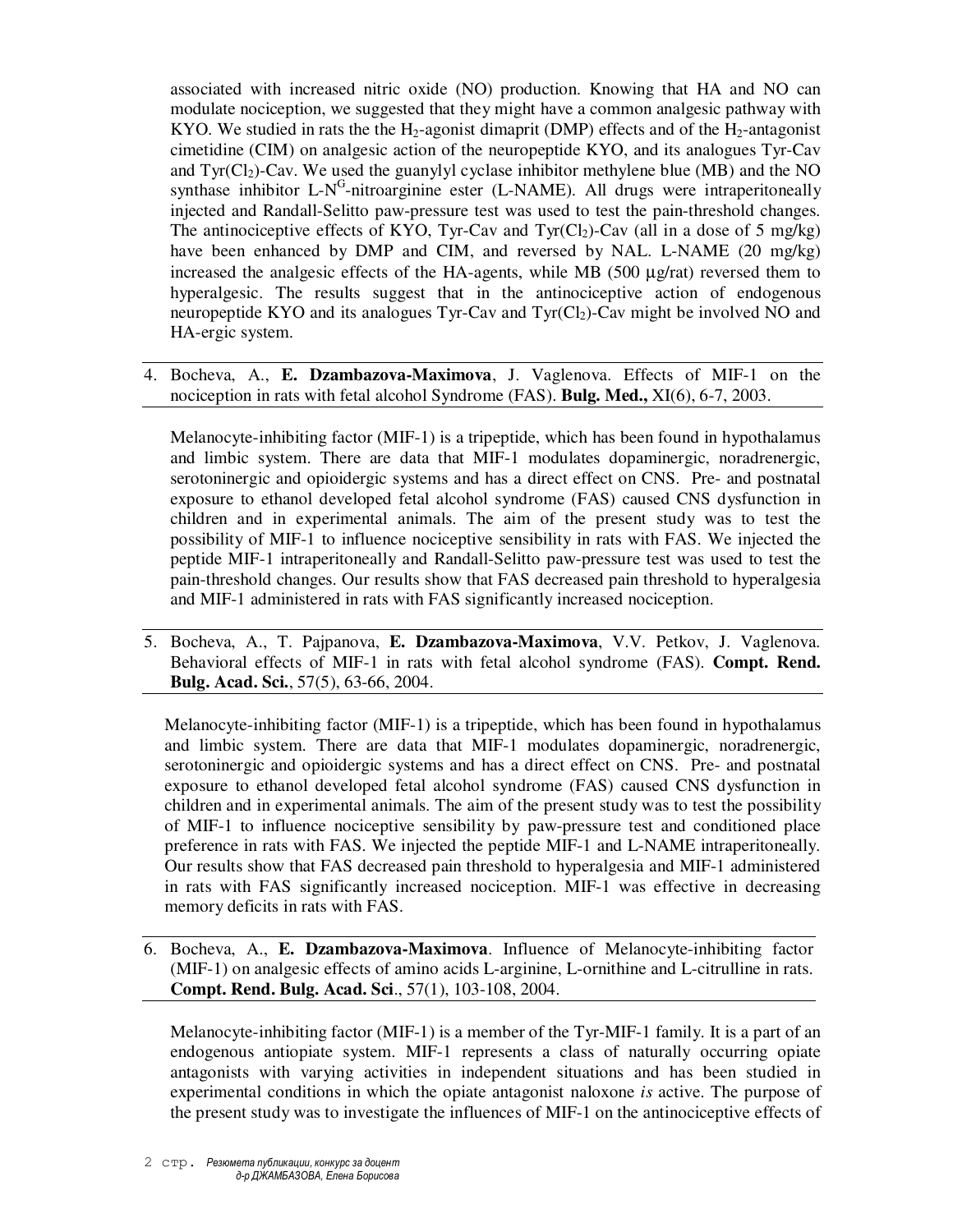associated with increased nitric oxide (NO) production. Knowing that HA and NO can modulate nociception, we suggested that they might have a common analgesic pathway with KYO. We studied in rats the the $H_2$-agonist dimaprit (DMP) effects and of the $H_2$-antagonist cimetidine (CIM) on analgesic action of the neuropeptide KYO, and its analogues Tyr-Cav and Tyr($Cl_2$)-Cav. We used the guanylyl cyclase inhibitor methylene blue (MB) and the NO synthase inhibitor L-$N^G$-nitroarginine ester (L-NAME). All drugs were intraperitoneally injected and Randall-Selitto paw-pressure test was used to test the pain-threshold changes. The antinociceptive effects of KYO, Tyr-Cav and Tyr($Cl_2$)-Cav (all in a dose of 5 mg/kg) have been enhanced by DMP and CIM, and reversed by NAL. L-NAME (20 mg/kg) increased the analgesic effects of the HA-agents, while MB (500 µg/rat) reversed them to hyperalgesic. The results suggest that in the antinociceptive action of endogenous neuropeptide KYO and its analogues Tyr-Cav and Tyr($Cl_2$)-Cav might be involved NO and HA-ergic system.

4. Bocheva, A., **E. Dzambazova-Maximova**, J. Vaglenova. Effects of MIF-1 on the nociception in rats with fetal alcohol Syndrome (FAS). **Bulg. Med.,** XI(6), 6-7, 2003.

Melanocyte-inhibiting factor (MIF-1) is a tripeptide, which has been found in hypothalamus and limbic system. There are data that MIF-1 modulates dopaminergic, noradrenergic, serotoninergic and opioidergic systems and has a direct effect on CNS. Pre- and postnatal exposure to ethanol developed fetal alcohol syndrome (FAS) caused CNS dysfunction in children and in experimental animals. The aim of the present study was to test the possibility of MIF-1 to influence nociceptive sensibility in rats with FAS. We injected the peptide MIF-1 intraperitoneally and Randall-Selitto paw-pressure test was used to test the pain-threshold changes. Our results show that FAS decreased pain threshold to hyperalgesia and MIF-1 administered in rats with FAS significantly increased nociception.

5. Bocheva, A., T. Pajpanova, **E. Dzambazova-Maximova**, V.V. Petkov, J. Vaglenova. Behavioral effects of MIF-1 in rats with fetal alcohol syndrome (FAS). **Compt. Rend. Bulg. Acad. Sci.**, 57(5), 63-66, 2004.

Melanocyte-inhibiting factor (MIF-1) is a tripeptide, which has been found in hypothalamus and limbic system. There are data that MIF-1 modulates dopaminergic, noradrenergic, serotoninergic and opioidergic systems and has a direct effect on CNS. Pre- and postnatal exposure to ethanol developed fetal alcohol syndrome (FAS) caused CNS dysfunction in children and in experimental animals. The aim of the present study was to test the possibility of MIF-1 to influence nociceptive sensibility by paw-pressure test and conditioned place preference in rats with FAS. We injected the peptide MIF-1 and L-NAME intraperitoneally. Our results show that FAS decreased pain threshold to hyperalgesia and MIF-1 administered in rats with FAS significantly increased nociception. MIF-1 was effective in decreasing memory deficits in rats with FAS.

6. Bocheva, A., **E. Dzambazova-Maximova**. Influence of Melanocyte-inhibiting factor (MIF-1) on analgesic effects of amino acids L-arginine, L-ornithine and L-citrulline in rats. **Compt. Rend. Bulg. Acad. Sci**., 57(1), 103-108, 2004.

Melanocyte-inhibiting factor (MIF-1) is a member of the Tyr-MIF-1 family. It is a part of an endogenous antiopiate system. MIF-1 represents a class of naturally occurring opiate antagonists with varying activities in independent situations and has been studied in experimental conditions in which the opiate antagonist naloxone *is* active. The purpose of the present study was to investigate the influences of MIF-1 on the antinociceptive effects of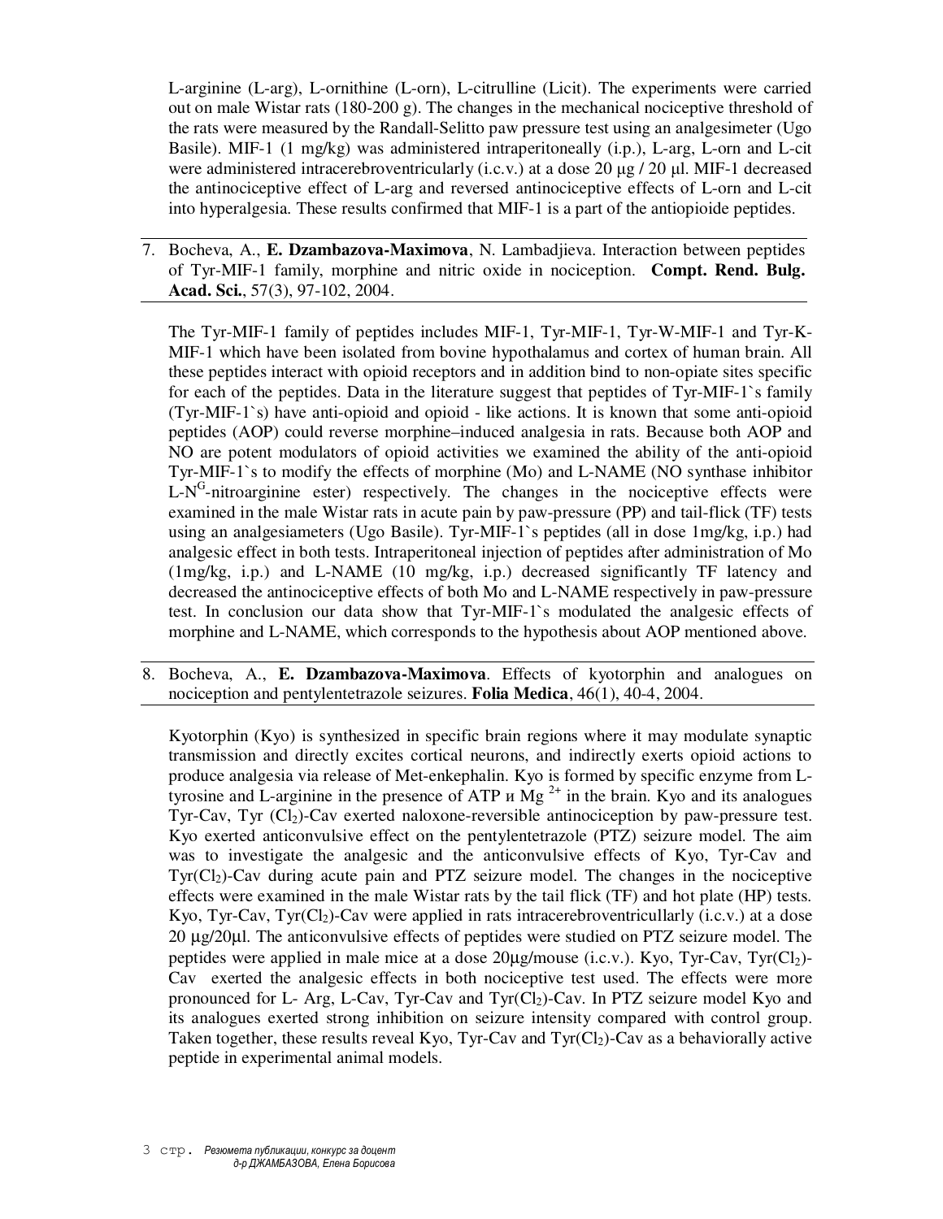L-arginine (L-arg), L-ornithine (L-orn), L-citrulline (Licit). The experiments were carried out on male Wistar rats (180-200 g). The changes in the mechanical nociceptive threshold of the rats were measured by the Randall-Selitto paw pressure test using an analgesimeter (Ugo Basile). MIF-1 (1 mg/kg) was administered intraperitoneally (i.p.), L-arg, L-orn and L-cit were administered intracerebroventricularly (i.c.v.) at a dose 20 μg / 20 μl. MIF-1 decreased the antinociceptive effect of L-arg and reversed antinociceptive effects of L-orn and L-cit into hyperalgesia. These results confirmed that MIF-1 is a part of the antiopioide peptides.

7. Bocheva, A., **E. Dzambazova-Maximova**, N. Lambadjieva. Interaction between peptides of Tyr-MIF-1 family, morphine and nitric oxide in nociception. **Compt. Rend. Bulg. Acad. Sci.**, 57(3), 97-102, 2004.

The Tyr-MIF-1 family of peptides includes MIF-1, Tyr-MIF-1, Tyr-W-MIF-1 and Tyr-K-MIF-1 which have been isolated from bovine hypothalamus and cortex of human brain. All these peptides interact with opioid receptors and in addition bind to non-opiate sites specific for each of the peptides. Data in the literature suggest that peptides of Tyr-MIF-1`s family (Tyr-MIF-1`s) have anti-opioid and opioid - like actions. It is known that some anti-opioid peptides (AOP) could reverse morphine–induced analgesia in rats. Because both AOP and NO are potent modulators of opioid activities we examined the ability of the anti-opioid Tyr-MIF-1`s to modify the effects of morphine (Mo) and L-NAME (NO synthase inhibitor L-$N^G$-nitroarginine ester) respectively. The changes in the nociceptive effects were examined in the male Wistar rats in acute pain by paw-pressure (PP) and tail-flick (TF) tests using an analgesiameters (Ugo Basile). Tyr-MIF-1`s peptides (all in dose 1mg/kg, i.p.) had analgesic effect in both tests. Intraperitoneal injection of peptides after administration of Mo (1mg/kg, i.p.) and L-NAME (10 mg/kg, i.p.) decreased significantly TF latency and decreased the antinociceptive effects of both Mo and L-NAME respectively in paw-pressure test. In conclusion our data show that Tyr-MIF-1`s modulated the analgesic effects of morphine and L-NAME, which corresponds to the hypothesis about AOP mentioned above.

8. Bocheva, A., **E. Dzambazova-Maximova**. Effects of kyotorphin and analogues on nociception and pentylentetrazole seizures. **Folia Medica**, 46(1), 40-4, 2004.

Kyotorphin (Kyo) is synthesized in specific brain regions where it may modulate synaptic transmission and directly excites cortical neurons, and indirectly exerts opioid actions to produce analgesia via release of Met-enkephalin. Kyo is formed by specific enzyme from L-tyrosine and L-arginine in the presence of ATP и $Mg^{2+}$ in the brain. Kyo and its analogues Tyr-Cav, Tyr ($Cl_2$)-Cav exerted naloxone-reversible antinociception by paw-pressure test. Kyo exerted anticonvulsive effect on the pentylentetrazole (PTZ) seizure model. The aim was to investigate the analgesic and the anticonvulsive effects of Kyo, Tyr-Cav and Tyr($Cl_2$)-Cav during acute pain and PTZ seizure model. The changes in the nociceptive effects were examined in the male Wistar rats by the tail flick (TF) and hot plate (HP) tests. Kyo, Tyr-Cav, Tyr($Cl_2$)-Cav were applied in rats intracerebroventricullarly (i.c.v.) at a dose 20 μg/20μl. The anticonvulsive effects of peptides were studied on PTZ seizure model. The peptides were applied in male mice at a dose 20μg/mouse (i.c.v.). Kyo, Tyr-Cav, Tyr($Cl_2$)-Cav exerted the analgesic effects in both nociceptive test used. The effects were more pronounced for L- Arg, L-Cav, Tyr-Cav and Tyr($Cl_2$)-Cav. In PTZ seizure model Kyo and its analogues exerted strong inhibition on seizure intensity compared with control group. Taken together, these results reveal Kyo, Tyr-Cav and Tyr($Cl_2$)-Cav as a behaviorally active peptide in experimental animal models.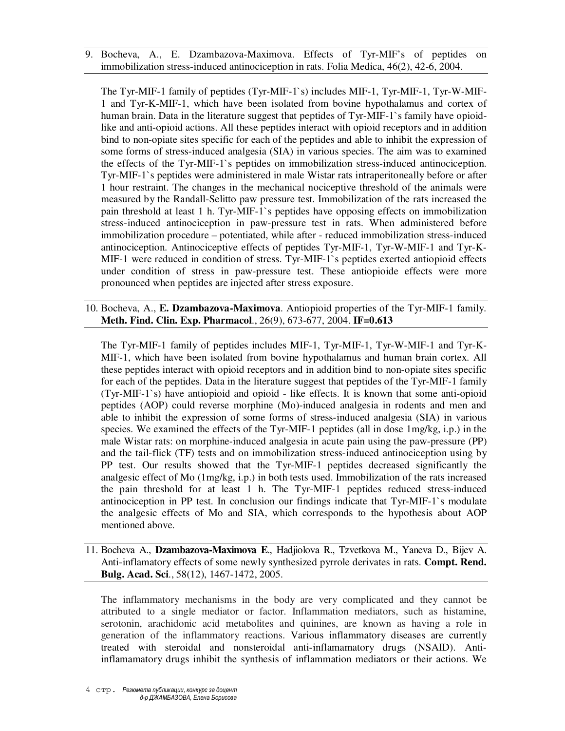9. Bocheva, A., E. Dzambazova-Maximova. Effects of Tyr-MIF's of peptides on immobilization stress-induced antinociception in rats. Folia Medica, 46(2), 42-6, 2004.

The Tyr-MIF-1 family of peptides (Tyr-MIF-1`s) includes MIF-1, Tyr-MIF-1, Tyr-W-MIF-1 and Tyr-K-MIF-1, which have been isolated from bovine hypothalamus and cortex of human brain. Data in the literature suggest that peptides of Tyr-MIF-1`s family have opioid-like and anti-opioid actions. All these peptides interact with opioid receptors and in addition bind to non-opiate sites specific for each of the peptides and able to inhibit the expression of some forms of stress-induced analgesia (SIA) in various species. The aim was to examined the effects of the Tyr-MIF-1`s peptides on immobilization stress-induced antinociception. Tyr-MIF-1`s peptides were administered in male Wistar rats intraperitoneally before or after 1 hour restraint. The changes in the mechanical nociceptive threshold of the animals were measured by the Randall-Selitto paw pressure test. Immobilization of the rats increased the pain threshold at least 1 h. Tyr-MIF-1`s peptides have opposing effects on immobilization stress-induced antinociception in paw-pressure test in rats. When administered before immobilization procedure – potentiated, while after - reduced immobilization stress-induced antinociception. Antinociceptive effects of peptides Tyr-MIF-1, Tyr-W-MIF-1 and Tyr-K-MIF-1 were reduced in condition of stress. Tyr-MIF-1`s peptides exerted antiopioid effects under condition of stress in paw-pressure test. These antiopioide effects were more pronounced when peptides are injected after stress exposure.

10. Bocheva, A., **E. Dzambazova-Maximova**. Antiopioid properties of the Tyr-MIF-1 family. **Meth. Find. Clin. Exp. Pharmacol**., 26(9), 673-677, 2004. **IF=0.613**

The Tyr-MIF-1 family of peptides includes MIF-1, Tyr-MIF-1, Tyr-W-MIF-1 and Tyr-K-MIF-1, which have been isolated from bovine hypothalamus and human brain cortex. All these peptides interact with opioid receptors and in addition bind to non-opiate sites specific for each of the peptides. Data in the literature suggest that peptides of the Tyr-MIF-1 family (Tyr-MIF-1`s) have antiopioid and opioid - like effects. It is known that some anti-opioid peptides (AOP) could reverse morphine (Mo)-induced analgesia in rodents and men and able to inhibit the expression of some forms of stress-induced analgesia (SIA) in various species. We examined the effects of the Tyr-MIF-1 peptides (all in dose 1mg/kg, i.p.) in the male Wistar rats: on morphine-induced analgesia in acute pain using the paw-pressure (PP) and the tail-flick (TF) tests and on immobilization stress-induced antinociception using by PP test. Our results showed that the Tyr-MIF-1 peptides decreased significantly the analgesic effect of Mo (1mg/kg, i.p.) in both tests used. Immobilization of the rats increased the pain threshold for at least 1 h. The Tyr-MIF-1 peptides reduced stress-induced antinociception in PP test. In conclusion our findings indicate that Tyr-MIF-1`s modulate the analgesic effects of Mo and SIA, which corresponds to the hypothesis about AOP mentioned above.

11. Bocheva A., **Dzambazova-Maximova E**., Hadjiolova R., Tzvetkova M., Yaneva D., Bijev A. Anti-inflamatory effects of some newly synthesized pyrrole derivates in rats. **Compt. Rend. Bulg. Acad. Sci**., 58(12), 1467-1472, 2005.

The inflammatory mechanisms in the body are very complicated and they cannot be attributed to a single mediator or factor. Inflammation mediators, such as histamine, serotonin, arachidonic acid metabolites and quinines, are known as having a role in generation of the inflammatory reactions. Various inflammatory diseases are currently treated with steroidal and nonsteroidal anti-inflamamatory drugs (NSAID). Anti-inflamamatory drugs inhibit the synthesis of inflammation mediators or their actions. We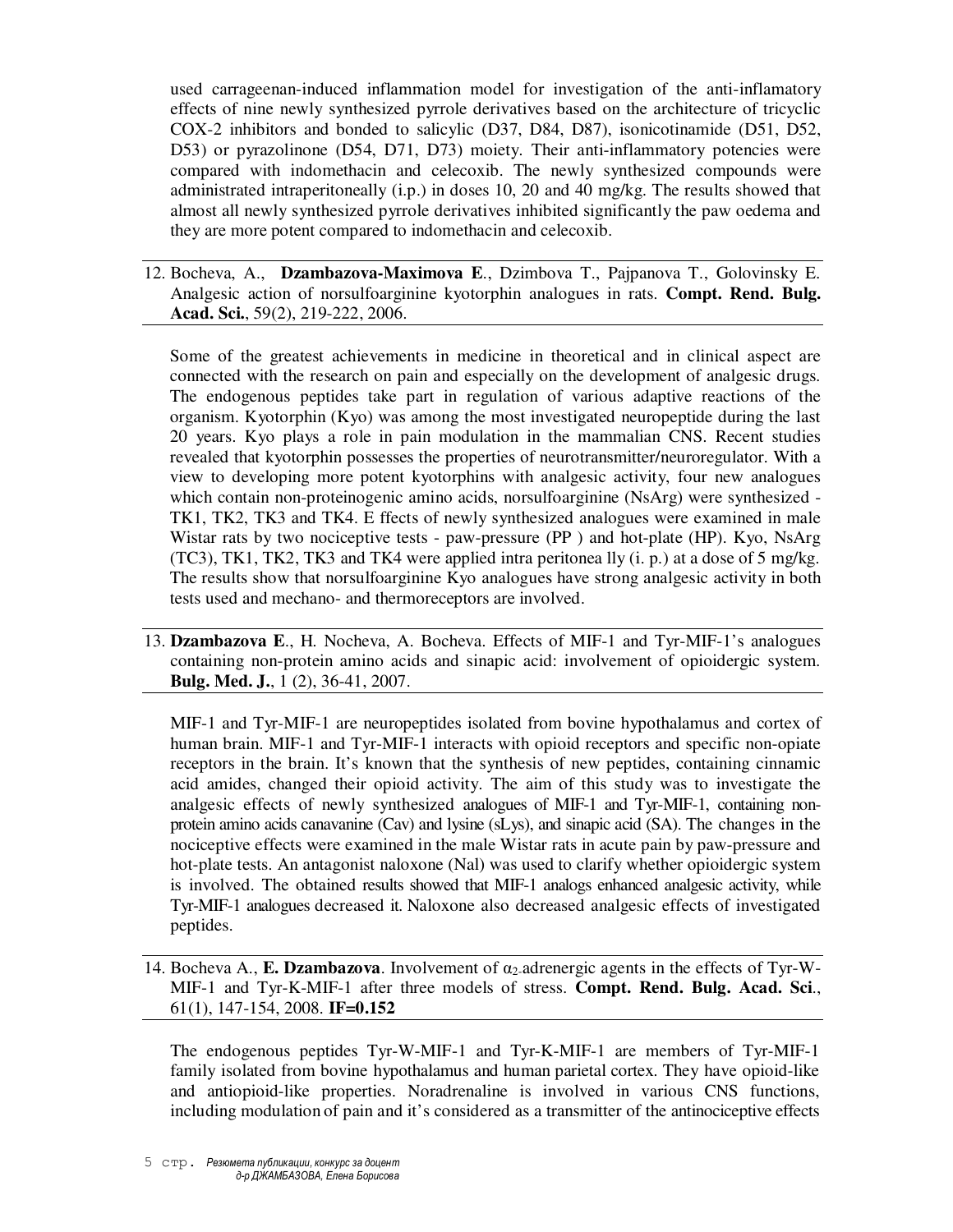used carrageenan-induced inflammation model for investigation of the anti-inflamatory effects of nine newly synthesized pyrrole derivatives based on the architecture of tricyclic COX-2 inhibitors and bonded to salicylic (D37, D84, D87), isonicotinamide (D51, D52, D53) or pyrazolinone (D54, D71, D73) moiety. Their anti-inflammatory potencies were compared with indomethacin and celecoxib. The newly synthesized compounds were administrated intraperitoneally (i.p.) in doses 10, 20 and 40 mg/kg. The results showed that almost all newly synthesized pyrrole derivatives inhibited significantly the paw oedema and they are more potent compared to indomethacin and celecoxib.

12. Bocheva, A., **Dzambazova-Maximova E**., Dzimbova T., Pajpanova T., Golovinsky E. Analgesic action of norsulfoarginine kyotorphin analogues in rats. **Compt. Rend. Bulg. Acad. Sci.**, 59(2), 219-222, 2006.

Some of the greatest achievements in medicine in theoretical and in clinical aspect are connected with the research on pain and especially on the development of analgesic drugs. The endogenous peptides take part in regulation of various adaptive reactions of the organism. Kyotorphin (Kyo) was among the most investigated neuropeptide during the last 20 years. Kyo plays a role in pain modulation in the mammalian CNS. Recent studies revealed that kyotorphin possesses the properties of neurotransmitter/neuroregulator. With a view to developing more potent kyotorphins with analgesic activity, four new analogues which contain non-proteinogenic amino acids, norsulfoarginine (NsArg) were synthesized - TK1, TK2, TK3 and TK4. E ffects of newly synthesized analogues were examined in male Wistar rats by two nociceptive tests - paw-pressure (PP ) and hot-plate (HP). Kyo, NsArg (TC3), TK1, TK2, TK3 and TK4 were applied intra peritonea lly (i. p.) at a dose of 5 mg/kg. The results show that norsulfoarginine Kyo analogues have strong analgesic activity in both tests used and mechano- and thermoreceptors are involved.

13. **Dzambazova E**., H. Nocheva, A. Bocheva. Effects of MIF-1 and Tyr-MIF-1's analogues containing non-protein amino acids and sinapic acid: involvement of opioidergic system. **Bulg. Med. J.**, 1 (2), 36-41, 2007.

MIF-1 and Tyr-MIF-1 are neuropeptides isolated from bovine hypothalamus and cortex of human brain. MIF-1 and Tyr-MIF-1 interacts with opioid receptors and specific non-opiate receptors in the brain. It's known that the synthesis of new peptides, containing cinnamic acid amides, changed their opioid activity. The aim of this study was to investigate the analgesic effects of newly synthesized analogues of MIF-1 and Tyr-MIF-1, containing non-protein amino acids canavanine (Cav) and lysine (sLys), and sinapic acid (SA). The changes in the nociceptive effects were examined in the male Wistar rats in acute pain by paw-pressure and hot-plate tests. An antagonist naloxone (Nal) was used to clarify whether opioidergic system is involved. The obtained results showed that MIF-1 analogs enhanced analgesic activity, while Tyr-MIF-1 analogues decreased it. Naloxone also decreased analgesic effects of investigated peptides.

14. Bocheva A., **E. Dzambazova**. Involvement of $\alpha_2$-adrenergic agents in the effects of Tyr-W-MIF-1 and Tyr-K-MIF-1 after three models of stress. **Compt. Rend. Bulg. Acad. Sci**., 61(1), 147-154, 2008. **IF=0.152**

The endogenous peptides Tyr-W-MIF-1 and Tyr-K-MIF-1 are members of Tyr-MIF-1 family isolated from bovine hypothalamus and human parietal cortex. They have opioid-like and antiopioid-like properties. Noradrenaline is involved in various CNS functions, including modulation of pain and it's considered as a transmitter of the antinociceptive effects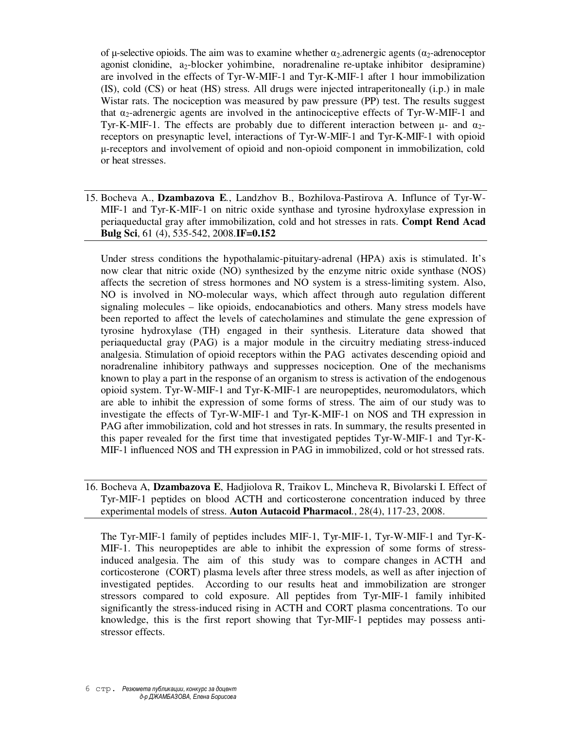of μ-selective opioids. The aim was to examine whether $\alpha_2$-adrenergic agents ($\alpha_2$-adrenoceptor agonist clonidine, $a_2$-blocker yohimbine, noradrenaline re-uptake inhibitor desipramine) are involved in the effects of Tyr-W-MIF-1 and Tyr-K-MIF-1 after 1 hour immobilization (IS), cold (CS) or heat (HS) stress. All drugs were injected intraperitoneally (i.p.) in male Wistar rats. The nociception was measured by paw pressure (PP) test. The results suggest that $\alpha_2$-adrenergic agents are involved in the antinociceptive effects of Tyr-W-MIF-1 and Tyr-K-MIF-1. The effects are probably due to different interaction between μ- and $\alpha_2$-receptors on presynaptic level, interactions of Tyr-W-MIF-1 and Tyr-K-MIF-1 with opioid μ-receptors and involvement of opioid and non-opioid component in immobilization, cold or heat stresses.

15. Bocheva A., **Dzambazova E**., Landzhov B., Bozhilova-Pastirova A. Influnce of Tyr-W-MIF-1 and Tyr-K-MIF-1 on nitric oxide synthase and tyrosine hydroxylase expression in periaqueductal gray after immobilization, cold and hot stresses in rats. **Compt Rend Acad Bulg Sci**, 61 (4), 535-542, 2008.**IF=0.152**

Under stress conditions the hypothalamic-pituitary-adrenal (HPA) axis is stimulated. It's now clear that nitric oxide (NO) synthesized by the enzyme nitric oxide synthase (NOS) affects the secretion of stress hormones and NO system is a stress-limiting system. Also, NO is involved in NO-molecular ways, which affect through auto regulation different signaling molecules – like opioids, endocanabiotics and others. Many stress models have been reported to affect the levels of catecholamines and stimulate the gene expression of tyrosine hydroxylase (TH) engaged in their synthesis. Literature data showed that periaqueductal gray (PAG) is a major module in the circuitry mediating stress-induced analgesia. Stimulation of opioid receptors within the PAG activates descending opioid and noradrenaline inhibitory pathways and suppresses nociception. One of the mechanisms known to play a part in the response of an organism to stress is activation of the endogenous opioid system. Tyr-W-MIF-1 and Tyr-K-MIF-1 are neuropeptides, neuromodulators, which are able to inhibit the expression of some forms of stress. The aim of our study was to investigate the effects of Tyr-W-MIF-1 and Tyr-K-MIF-1 on NOS and TH expression in PAG after immobilization, cold and hot stresses in rats. In summary, the results presented in this paper revealed for the first time that investigated peptides Tyr-W-MIF-1 and Tyr-K-MIF-1 influenced NOS and TH expression in PAG in immobilized, cold or hot stressed rats.

16. Bocheva A, **Dzambazova E**, Hadjiolova R, Traikov L, Mincheva R, Bivolarski I. Effect of Tyr-MIF-1 peptides on blood ACTH and corticosterone concentration induced by three experimental models of stress. **Auton Autacoid Pharmacol**., 28(4), 117-23, 2008.

The Tyr-MIF-1 family of peptides includes MIF-1, Tyr-MIF-1, Tyr-W-MIF-1 and Tyr-K-MIF-1. This neuropeptides are able to inhibit the expression of some forms of stress-induced analgesia. The aim of this study was to compare changes in ACTH and corticosterone (CORT) plasma levels after three stress models, as well as after injection of investigated peptides. According to our results heat and immobilization are stronger stressors compared to cold exposure. All peptides from Tyr-MIF-1 family inhibited significantly the stress-induced rising in ACTH and CORT plasma concentrations. To our knowledge, this is the first report showing that Tyr-MIF-1 peptides may possess anti-stressor effects.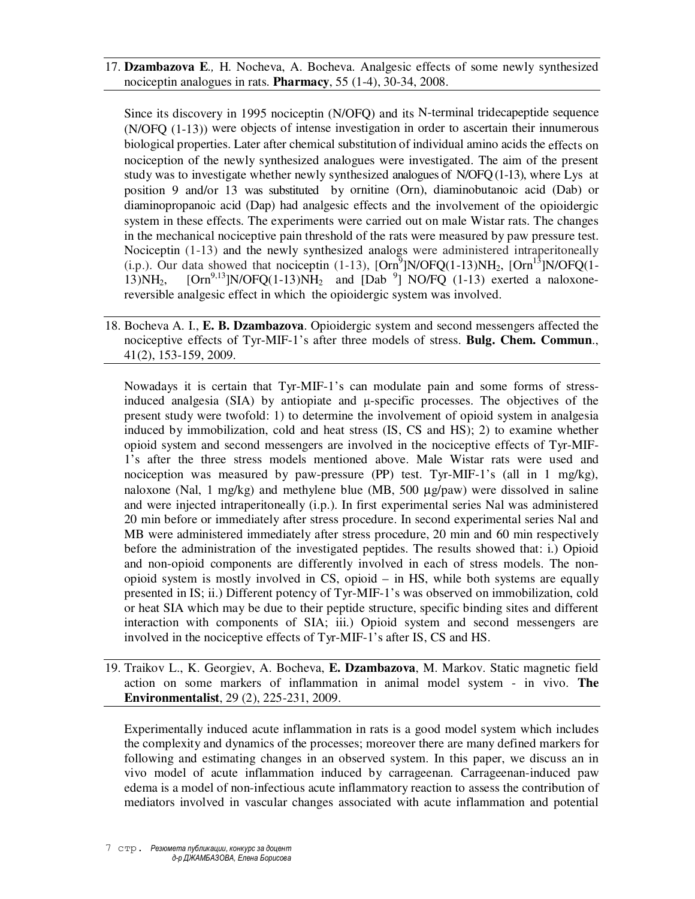17. **Dzambazova E**., H. Nocheva, A. Bocheva. Analgesic effects of some newly synthesized nociceptin analogues in rats. **Pharmacy**, 55 (1-4), 30-34, 2008.

Since its discovery in 1995 nociceptin (N/OFQ) and its N-terminal tridecapeptide sequence (N/OFQ (1-13)) were objects of intense investigation in order to ascertain their innumerous biological properties. Later after chemical substitution of individual amino acids the effects on nociception of the newly synthesized analogues were investigated. The aim of the present study was to investigate whether newly synthesized analogues of N/OFQ (1-13), where Lys at position 9 and/or 13 was substituted by ornitine (Orn), diaminobutanoic acid (Dab) or diaminopropanoic acid (Dap) had analgesic effects and the involvement of the opioidergic system in these effects. The experiments were carried out on male Wistar rats. The changes in the mechanical nociceptive pain threshold of the rats were measured by paw pressure test. Nociceptin (1-13) and the newly synthesized analogs were administered intraperitoneally (i.p.). Our data showed that nociceptin (1-13), [$Orn^9$]N/OFQ(1-13)$NH_2$, [$Orn^{13}$]N/OFQ(1-13)$NH_2$, [$Orn^{9,13}$]N/OFQ(1-13)$NH_2$ and [Dab $^9$] NO/FQ (1-13) exerted a naloxone-reversible analgesic effect in which the opioidergic system was involved.

18. Bocheva A. I., **E. B. Dzambazova**. Opioidergic system and second messengers affected the nociceptive effects of Tyr-MIF-1's after three models of stress. **Bulg. Chem. Commun**., 41(2), 153-159, 2009.

Nowadays it is certain that Tyr-MIF-1's can modulate pain and some forms of stress-induced analgesia (SIA) by antiopiate and μ-specific processes. The objectives of the present study were twofold: 1) to determine the involvement of opioid system in analgesia induced by immobilization, cold and heat stress (IS, CS and HS); 2) to examine whether opioid system and second messengers are involved in the nociceptive effects of Tyr-MIF-1's after the three stress models mentioned above. Male Wistar rats were used and nociception was measured by paw-pressure (PP) test. Tyr-MIF-1's (all in 1 mg/kg), naloxone (Nal, 1 mg/kg) and methylene blue (MB, 500 μg/paw) were dissolved in saline and were injected intraperitoneally (i.p.). In first experimental series Nal was administered 20 min before or immediately after stress procedure. In second experimental series Nal and MB were administered immediately after stress procedure, 20 min and 60 min respectively before the administration of the investigated peptides. The results showed that: i.) Opioid and non-opioid components are differently involved in each of stress models. The non-opioid system is mostly involved in CS, opioid – in HS, while both systems are equally presented in IS; ii.) Different potency of Tyr-MIF-1's was observed on immobilization, cold or heat SIA which may be due to their peptide structure, specific binding sites and different interaction with components of SIA; iii.) Opioid system and second messengers are involved in the nociceptive effects of Tyr-MIF-1's after IS, CS and HS.

19. Traikov L., K. Georgiev, A. Bocheva, **E. Dzambazova**, M. Markov. Static magnetic field action on some markers of inflammation in animal model system - in vivo. **The Environmentalist**, 29 (2), 225-231, 2009.

Experimentally induced acute inflammation in rats is a good model system which includes the complexity and dynamics of the processes; moreover there are many defined markers for following and estimating changes in an observed system. In this paper, we discuss an in vivo model of acute inflammation induced by carrageenan. Carrageenan-induced paw edema is a model of non-infectious acute inflammatory reaction to assess the contribution of mediators involved in vascular changes associated with acute inflammation and potential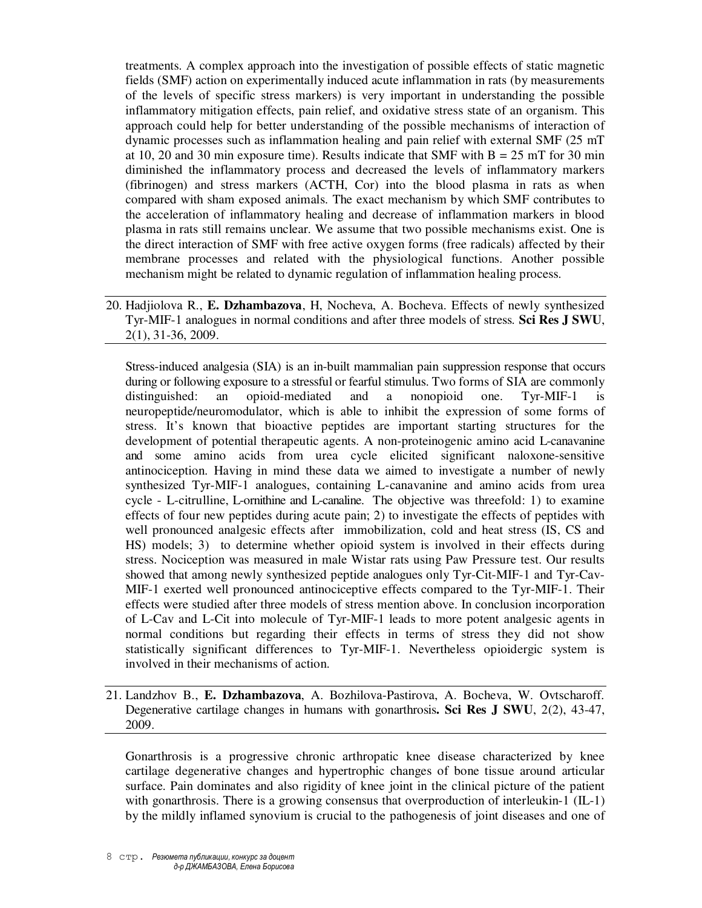treatments. A complex approach into the investigation of possible effects of static magnetic fields (SMF) action on experimentally induced acute inflammation in rats (by measurements of the levels of specific stress markers) is very important in understanding the possible inflammatory mitigation effects, pain relief, and oxidative stress state of an organism. This approach could help for better understanding of the possible mechanisms of interaction of dynamic processes such as inflammation healing and pain relief with external SMF (25 mT at 10, 20 and 30 min exposure time). Results indicate that SMF with B = 25 mT for 30 min diminished the inflammatory process and decreased the levels of inflammatory markers (fibrinogen) and stress markers (ACTH, Cor) into the blood plasma in rats as when compared with sham exposed animals. The exact mechanism by which SMF contributes to the acceleration of inflammatory healing and decrease of inflammation markers in blood plasma in rats still remains unclear. We assume that two possible mechanisms exist. One is the direct interaction of SMF with free active oxygen forms (free radicals) affected by their membrane processes and related with the physiological functions. Another possible mechanism might be related to dynamic regulation of inflammation healing process.

20. Hadjiolova R., **E. Dzhambazova**, H, Nocheva, A. Bocheva. Effects of newly synthesized Tyr-MIF-1 analogues in normal conditions and after three models of stress. **Sci Res J SWU**, 2(1), 31-36, 2009.

Stress-induced analgesia (SIA) is an in-built mammalian pain suppression response that occurs during or following exposure to a stressful or fearful stimulus. Two forms of SIA are commonly distinguished: an opioid-mediated and a nonopioid one. Tyr-MIF-1 is neuropeptide/neuromodulator, which is able to inhibit the expression of some forms of stress. It's known that bioactive peptides are important starting structures for the development of potential therapeutic agents. A non-proteinogenic amino acid L-canavanine and some amino acids from urea cycle elicited significant naloxone-sensitive antinociception. Having in mind these data we aimed to investigate a number of newly synthesized Tyr-MIF-1 analogues, containing L-canavanine and amino acids from urea cycle - L-citrulline, L-ornithine and L-canaline. The objective was threefold: 1) to examine effects of four new peptides during acute pain; 2) to investigate the effects of peptides with well pronounced analgesic effects after immobilization, cold and heat stress (IS, CS and HS) models; 3) to determine whether opioid system is involved in their effects during stress. Nociception was measured in male Wistar rats using Paw Pressure test. Our results showed that among newly synthesized peptide analogues only Tyr-Cit-MIF-1 and Tyr-Cav-MIF-1 exerted well pronounced antinociceptive effects compared to the Tyr-MIF-1. Their effects were studied after three models of stress mention above. In conclusion incorporation of L-Cav and L-Cit into molecule of Tyr-MIF-1 leads to more potent analgesic agents in normal conditions but regarding their effects in terms of stress they did not show statistically significant differences to Tyr-MIF-1. Nevertheless opioidergic system is involved in their mechanisms of action.

21. Landzhov B., **E. Dzhambazova**, A. Bozhilova-Pastirova, A. Bocheva, W. Ovtscharoff. Degenerative cartilage changes in humans with gonarthrosis**.** **Sci Res J SWU**, 2(2), 43-47, 2009.

Gonarthrosis is a progressive chronic arthropatic knee disease characterized by knee cartilage degenerative changes and hypertrophic changes of bone tissue around articular surface. Pain dominates and also rigidity of knee joint in the clinical picture of the patient with gonarthrosis. There is a growing consensus that overproduction of interleukin-1 (IL-1) by the mildly inflamed synovium is crucial to the pathogenesis of joint diseases and one of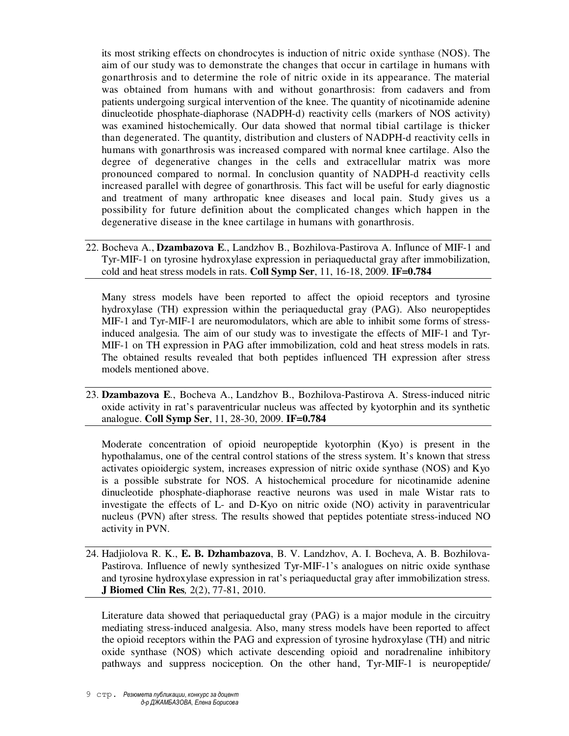its most striking effects on chondrocytes is induction of nitric oxide synthase (NOS). The aim of our study was to demonstrate the changes that occur in cartilage in humans with gonarthrosis and to determine the role of nitric oxide in its appearance. The material was obtained from humans with and without gonarthrosis: from cadavers and from patients undergoing surgical intervention of the knee. The quantity of nicotinamide adenine dinucleotide phosphate-diaphorase (NADPH-d) reactivity cells (markers of NOS activity) was examined histochemically. Our data showed that normal tibial cartilage is thicker than degenerated. The quantity, distribution and clusters of NADPH-d reactivity cells in humans with gonarthrosis was increased compared with normal knee cartilage. Also the degree of degenerative changes in the cells and extracellular matrix was more pronounced compared to normal. In conclusion quantity of NADPH-d reactivity cells increased parallel with degree of gonarthrosis. This fact will be useful for early diagnostic and treatment of many arthropatic knee diseases and local pain. Study gives us a possibility for future definition about the complicated changes which happen in the degenerative disease in the knee cartilage in humans with gonarthrosis.

22. Bocheva A., **Dzambazova E**., Landzhov B., Bozhilova-Pastirova A. Influnce of MIF-1 and Tyr-MIF-1 on tyrosine hydroxylase expression in periaqueductal gray after immobilization, cold and heat stress models in rats. **Coll Symp Ser**, 11, 16-18, 2009. **IF=0.784**

Many stress models have been reported to affect the opioid receptors and tyrosine hydroxylase (TH) expression within the periaqueductal gray (PAG). Also neuropeptides MIF-1 and Tyr-MIF-1 are neuromodulators, which are able to inhibit some forms of stress-induced analgesia. The aim of our study was to investigate the effects of MIF-1 and Tyr-MIF-1 on TH expression in PAG after immobilization, cold and heat stress models in rats. The obtained results revealed that both peptides influenced TH expression after stress models mentioned above.

23. **Dzambazova E**., Bocheva A., Landzhov B., Bozhilova-Pastirova A. Stress-induced nitric oxide activity in rat's paraventricular nucleus was affected by kyotorphin and its synthetic analogue. **Coll Symp Ser**, 11, 28-30, 2009. **IF=0.784**

Moderate concentration of opioid neuropeptide kyotorphin (Kyo) is present in the hypothalamus, one of the central control stations of the stress system. It's known that stress activates opioidergic system, increases expression of nitric oxide synthase (NOS) and Kyo is a possible substrate for NOS. A histochemical procedure for nicotinamide adenine dinucleotide phosphate-diaphorase reactive neurons was used in male Wistar rats to investigate the effects of L- and D-Kyo on nitric oxide (NO) activity in paraventricular nucleus (PVN) after stress. The results showed that peptides potentiate stress-induced NO activity in PVN.

24. Hadjiolova R. K., **E. B. Dzhambazova**, B. V. Landzhov, A. I. Bocheva, A. B. Bozhilova-Pastirova. Influence of newly synthesized Tyr-MIF-1's analogues on nitric oxide synthase and tyrosine hydroxylase expression in rat's periaqueductal gray after immobilization stress. **J Biomed Clin Res**, 2(2), 77-81, 2010.

Literature data showed that periaqueductal gray (PAG) is a major module in the circuitry mediating stress-induced analgesia. Also, many stress models have been reported to affect the opioid receptors within the PAG and expression of tyrosine hydroxylase (TH) and nitric oxide synthase (NOS) which activate descending opioid and noradrenaline inhibitory pathways and suppress nociception. On the other hand, Tyr-MIF-1 is neuropeptide/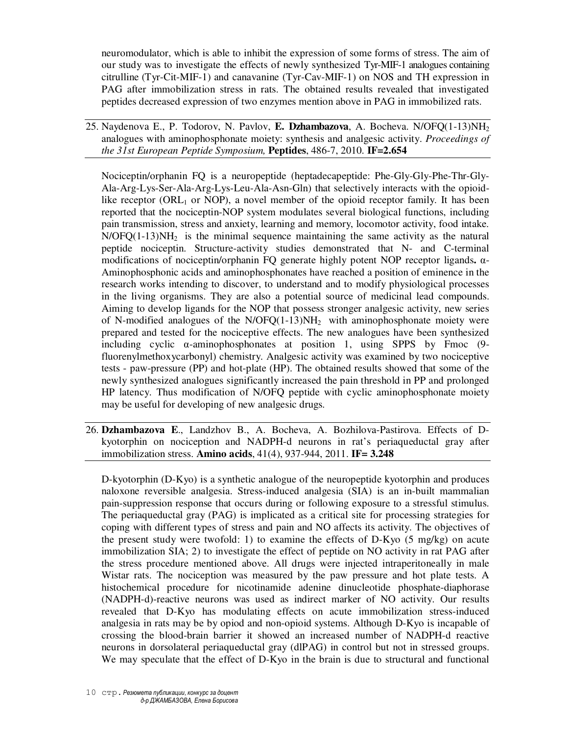neuromodulator, which is able to inhibit the expression of some forms of stress. The aim of our study was to investigate the effects of newly synthesized Tyr-MIF-1 analogues containing citrulline (Tyr-Cit-MIF-1) and canavanine (Tyr-Cav-MIF-1) on NOS and TH expression in PAG after immobilization stress in rats. The obtained results revealed that investigated peptides decreased expression of two enzymes mention above in PAG in immobilized rats.

25. Naydenova E., P. Todorov, N. Pavlov, **E. Dzhambazova**, A. Bocheva. N/OFQ(1-13)$NH_2$ analogues with aminophosphonate moiety: synthesis and analgesic activity. *Proceedings of the 31st European Peptide Symposium,* **Peptides**, 486-7, 2010. **IF=2.654**

Nociceptin/orphanin FQ is a neuropeptide (heptadecapeptide: Phe-Gly-Gly-Phe-Thr-Gly-Ala-Arg-Lys-Ser-Ala-Arg-Lys-Leu-Ala-Asn-Gln) that selectively interacts with the opioid-like receptor ($ORL_1$ or NOP), a novel member of the opioid receptor family. It has been reported that the nociceptin-NOP system modulates several biological functions, including pain transmission, stress and anxiety, learning and memory, locomotor activity, food intake. N/OFQ(1-13)$NH_2$ is the minimal sequence maintaining the same activity as the natural peptide nociceptin. Structure-activity studies demonstrated that N- and C-terminal modifications of nociceptin/orphanin FQ generate highly potent NOP receptor ligands**.** α-Aminophosphonic acids and aminophosphonates have reached a position of eminence in the research works intending to discover, to understand and to modify physiological processes in the living organisms. They are also a potential source of medicinal lead compounds. Aiming to develop ligands for the NOP that possess stronger analgesic activity, new series of N-modified analogues of the N/OFQ(1-13)$NH_2$ with aminophosphonate moiety were prepared and tested for the nociceptive effects. The new analogues have been synthesized including cyclic α-aminophosphonates at position 1, using SPPS by Fmoc (9-fluorenylmethoxycarbonyl) chemistry. Analgesic activity was examined by two nociceptive tests - paw-pressure (PP) and hot-plate (HP). The obtained results showed that some of the newly synthesized analogues significantly increased the pain threshold in PP and prolonged HP latency. Thus modification of N/OFQ peptide with cyclic aminophosphonate moiety may be useful for developing of new analgesic drugs.

26. **Dzhambazova E**., Landzhov B., A. Bocheva, A. Bozhilova-Pastirova. Effects of D-kyotorphin on nociception and NADPH-d neurons in rat's periaqueductal gray after immobilization stress. **Amino acids**, 41(4), 937-944, 2011. **IF= 3.248**

D-kyotorphin (D-Kyo) is a synthetic analogue of the neuropeptide kyotorphin and produces naloxone reversible analgesia. Stress-induced analgesia (SIA) is an in-built mammalian pain-suppression response that occurs during or following exposure to a stressful stimulus. The periaqueductal gray (PAG) is implicated as a critical site for processing strategies for coping with different types of stress and pain and NO affects its activity. The objectives of the present study were twofold: 1) to examine the effects of D-Kyo (5 mg/kg) on acute immobilization SIA; 2) to investigate the effect of peptide on NO activity in rat PAG after the stress procedure mentioned above. All drugs were injected intraperitoneally in male Wistar rats. The nociception was measured by the paw pressure and hot plate tests. A histochemical procedure for nicotinamide adenine dinucleotide phosphate-diaphorase (NADPH-d)-reactive neurons was used as indirect marker of NO activity. Our results revealed that D-Kyo has modulating effects on acute immobilization stress-induced analgesia in rats may be by opiod and non-opioid systems. Although D-Kyo is incapable of crossing the blood-brain barrier it showed an increased number of NADPH-d reactive neurons in dorsolateral periaqueductal gray (dlPAG) in control but not in stressed groups. We may speculate that the effect of D-Kyo in the brain is due to structural and functional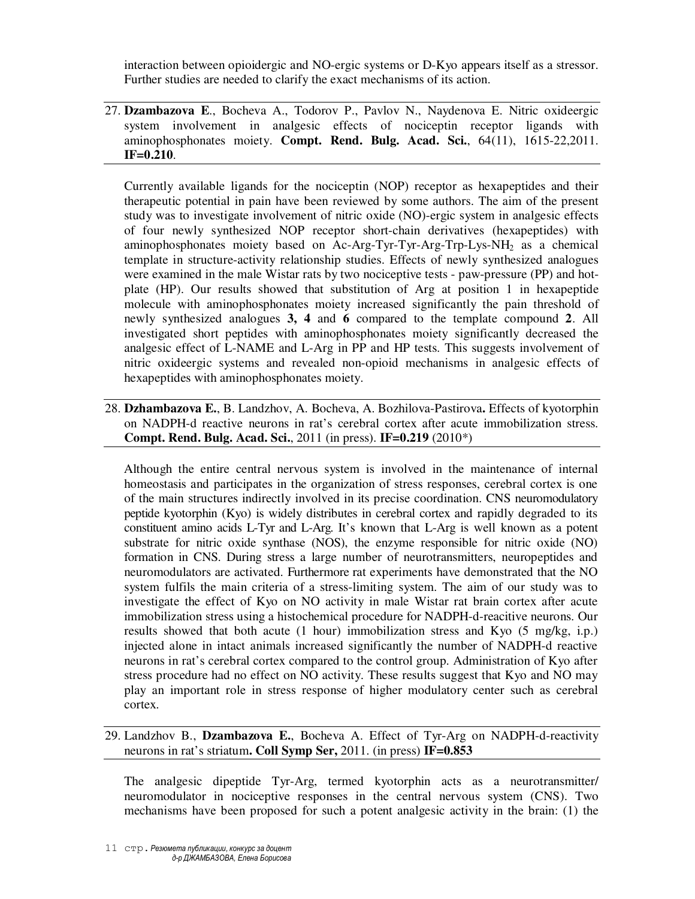interaction between opioidergic and NO-ergic systems or D-Kyo appears itself as a stressor. Further studies are needed to clarify the exact mechanisms of its action.

27. **Dzambazova E**., Bocheva A., Todorov P., Pavlov N., Naydenova E. Nitric oxideergic system involvement in analgesic effects of nociceptin receptor ligands with aminophosphonates moiety. **Compt. Rend. Bulg. Acad. Sci.**, 64(11), 1615-22,2011. **IF=0.210**.

Currently available ligands for the nociceptin (NOP) receptor as hexapeptides and their therapeutic potential in pain have been reviewed by some authors. The aim of the present study was to investigate involvement of nitric oxide (NO)-ergic system in analgesic effects of four newly synthesized NOP receptor short-chain derivatives (hexapeptides) with aminophosphonates moiety based on Ac-Arg-Tyr-Tyr-Arg-Trp-Lys-$NH_2$ as a chemical template in structure-activity relationship studies. Effects of newly synthesized analogues were examined in the male Wistar rats by two nociceptive tests - paw-pressure (PP) and hot-plate (HP). Our results showed that substitution of Arg at position 1 in hexapeptide molecule with aminophosphonates moiety increased significantly the pain threshold of newly synthesized analogues **3, 4** and **6** compared to the template compound **2**. All investigated short peptides with aminophosphonates moiety significantly decreased the analgesic effect of L-NAME and L-Arg in PP and HP tests. This suggests involvement of nitric oxideergic systems and revealed non-opioid mechanisms in analgesic effects of hexapeptides with aminophosphonates moiety.

28. **Dzhambazova E.**, B. Landzhov, A. Bocheva, A. Bozhilova-Pastirova**.** Effects of kyotorphin on NADPH-d reactive neurons in rat's cerebral cortex after acute immobilization stress. **Compt. Rend. Bulg. Acad. Sci.**, 2011 (in press). **IF=0.219** (2010*)

Although the entire central nervous system is involved in the maintenance of internal homeostasis and participates in the organization of stress responses, cerebral cortex is one of the main structures indirectly involved in its precise coordination. CNS neuromodulatory peptide kyotorphin (Kyo) is widely distributes in cerebral cortex and rapidly degraded to its constituent amino acids L-Tyr and L-Arg. It's known that L-Arg is well known as a potent substrate for nitric oxide synthase (NOS), the enzyme responsible for nitric oxide (NO) formation in CNS. During stress a large number of neurotransmitters, neuropeptides and neuromodulators are activated. Furthermore rat experiments have demonstrated that the NO system fulfils the main criteria of a stress-limiting system. The aim of our study was to investigate the effect of Kyo on NO activity in male Wistar rat brain cortex after acute immobilization stress using a histochemical procedure for NADPH-d-reacitive neurons. Our results showed that both acute (1 hour) immobilization stress and Kyo (5 mg/kg, i.p.) injected alone in intact animals increased significantly the number of NADPH-d reactive neurons in rat's cerebral cortex compared to the control group. Administration of Kyo after stress procedure had no effect on NO activity. These results suggest that Kyo and NO may play an important role in stress response of higher modulatory center such as cerebral cortex.

29. Landzhov B., **Dzambazova E.**, Bocheva A. Effect of Tyr-Arg on NADPH-d-reactivity neurons in rat's striatum**. Coll Symp Ser,** 2011. (in press) **IF=0.853**

The analgesic dipeptide Tyr-Arg, termed kyotorphin acts as a neurotransmitter/ neuromodulator in nociceptive responses in the central nervous system (CNS). Two mechanisms have been proposed for such a potent analgesic activity in the brain: (1) the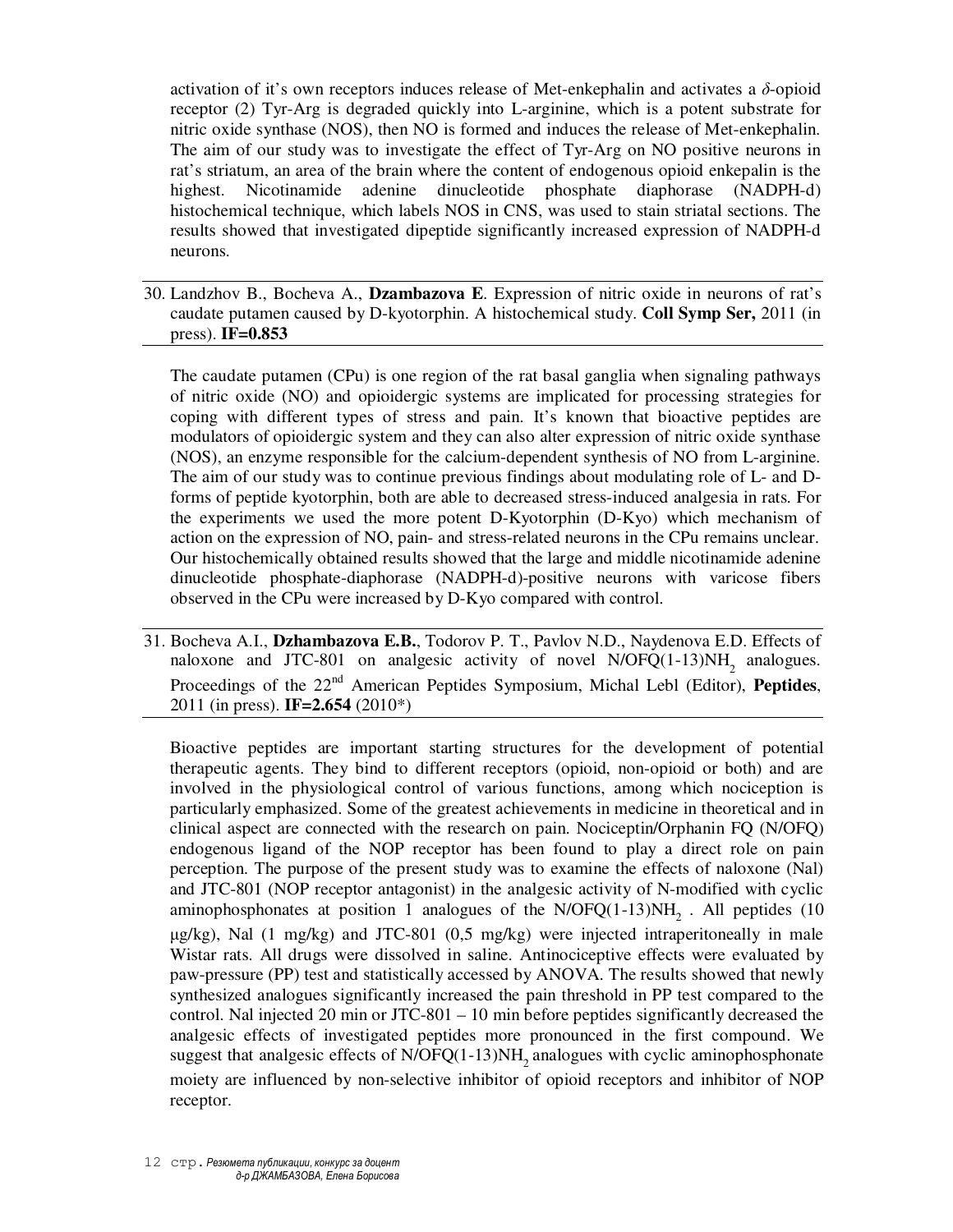activation of it's own receptors induces release of Met-enkephalin and activates a $\delta$-opioid receptor (2) Tyr-Arg is degraded quickly into L-arginine, which is a potent substrate for nitric oxide synthase (NOS), then NO is formed and induces the release of Met-enkephalin. The aim of our study was to investigate the effect of Tyr-Arg on NO positive neurons in rat's striatum, an area of the brain where the content of endogenous opioid enkepalin is the highest. Nicotinamide adenine dinucleotide phosphate diaphorase (NADPH-d) histochemical technique, which labels NOS in CNS, was used to stain striatal sections. The results showed that investigated dipeptide significantly increased expression of NADPH-d neurons.

30. Landzhov B., Bocheva A., **Dzambazova E**. Expression of nitric oxide in neurons of rat's caudate putamen caused by D-kyotorphin. A histochemical study. **Coll Symp Ser,** 2011 (in press). **IF=0.853**

The caudate putamen (CPu) is one region of the rat basal ganglia when signaling pathways of nitric oxide (NO) and opioidergic systems are implicated for processing strategies for coping with different types of stress and pain. It's known that bioactive peptides are modulators of opioidergic system and they can also alter expression of nitric oxide synthase (NOS), an enzyme responsible for the calcium-dependent synthesis of NO from L-arginine. The aim of our study was to continue previous findings about modulating role of L- and D-forms of peptide kyotorphin, both are able to decreased stress-induced analgesia in rats. For the experiments we used the more potent D-Kyotorphin (D-Kyo) which mechanism of action on the expression of NO, pain- and stress-related neurons in the CPu remains unclear. Our histochemically obtained results showed that the large and middle nicotinamide adenine dinucleotide phosphate-diaphorase (NADPH-d)-positive neurons with varicose fibers observed in the CPu were increased by D-Kyo compared with control.

31. Bocheva A.I., **Dzhambazova E.B.**, Todorov P. T., Pavlov N.D., Naydenova E.D. Effects of naloxone and JTC-801 on analgesic activity of novel N/OFQ(1-13)$NH_2$ analogues. Proceedings of the 22nd American Peptides Symposium, Michal Lebl (Editor), **Peptides**, 2011 (in press). **IF=2.654** (2010*)

Bioactive peptides are important starting structures for the development of potential therapeutic agents. They bind to different receptors (opioid, non-opioid or both) and are involved in the physiological control of various functions, among which nociception is particularly emphasized. Some of the greatest achievements in medicine in theoretical and in clinical aspect are connected with the research on pain. Nociceptin/Orphanin FQ (N/OFQ) endogenous ligand of the NOP receptor has been found to play a direct role on pain perception. The purpose of the present study was to examine the effects of naloxone (Nal) and JTC-801 (NOP receptor antagonist) in the analgesic activity of N-modified with cyclic aminophosphonates at position 1 analogues of the N/OFQ(1-13)$NH_2$ . All peptides (10 μg/kg), Nal (1 mg/kg) and JTC-801 (0,5 mg/kg) were injected intraperitoneally in male Wistar rats. All drugs were dissolved in saline. Antinociceptive effects were evaluated by paw-pressure (PP) test and statistically accessed by ANOVA. The results showed that newly synthesized analogues significantly increased the pain threshold in PP test compared to the control. Nal injected 20 min or JTC-801 – 10 min before peptides significantly decreased the analgesic effects of investigated peptides more pronounced in the first compound. We suggest that analgesic effects of N/OFQ(1-13)$NH_2$ analogues with cyclic aminophosphonate moiety are influenced by non-selective inhibitor of opioid receptors and inhibitor of NOP receptor.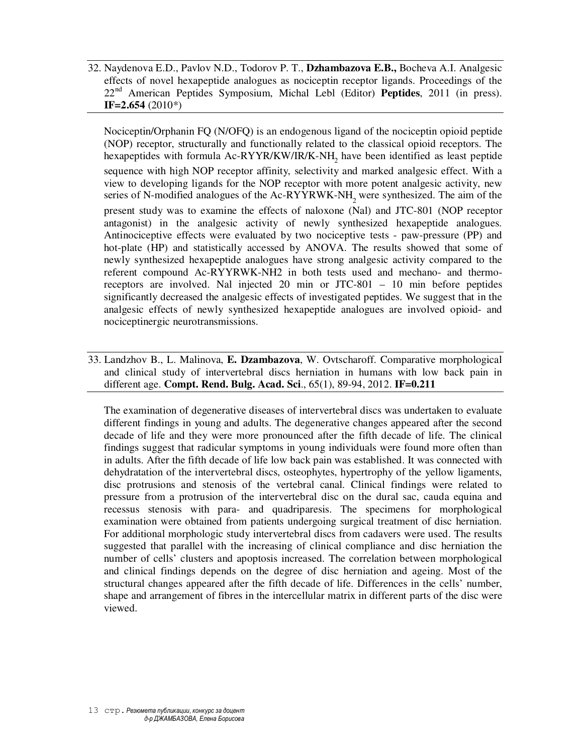32. Naydenova E.D., Pavlov N.D., Todorov P. T., **Dzhambazova E.B.,** Bocheva A.I. Analgesic effects of novel hexapeptide analogues as nociceptin receptor ligands. Proceedings of the 22[nd] American Peptides Symposium, Michal Lebl (Editor) **Peptides**, 2011 (in press). **IF=2.654** (2010*)

Nociceptin/Orphanin FQ (N/OFQ) is an endogenous ligand of the nociceptin opioid peptide (NOP) receptor, structurally and functionally related to the classical opioid receptors. The hexapeptides with formula Ac-RYYR/KW/IR/K-$NH_2$ have been identified as least peptide sequence with high NOP receptor affinity, selectivity and marked analgesic effect. With a view to developing ligands for the NOP receptor with more potent analgesic activity, new series of N-modified analogues of the Ac-RYYRWK-$NH_2$ were synthesized. The aim of the present study was to examine the effects of naloxone (Nal) and JTC-801 (NOP receptor antagonist) in the analgesic activity of newly synthesized hexapeptide analogues. Antinociceptive effects were evaluated by two nociceptive tests - paw-pressure (PP) and hot-plate (HP) and statistically accessed by ANOVA. The results showed that some of newly synthesized hexapeptide analogues have strong analgesic activity compared to the referent compound Ac-RYYRWK-NH2 in both tests used and mechano- and thermo-receptors are involved. Nal injected 20 min or JTC-801 – 10 min before peptides significantly decreased the analgesic effects of investigated peptides. We suggest that in the analgesic effects of newly synthesized hexapeptide analogues are involved opioid- and nociceptinergic neurotransmissions.

33. Landzhov B., L. Malinova, **E. Dzambazova**, W. Ovtscharoff. Comparative morphological and clinical study of intervertebral discs herniation in humans with low back pain in different age. **Compt. Rend. Bulg. Acad. Sci**., 65(1), 89-94, 2012. **IF=0.211**

The examination of degenerative diseases of intervertebral discs was undertaken to evaluate different findings in young and adults. The degenerative changes appeared after the second decade of life and they were more pronounced after the fifth decade of life. The clinical findings suggest that radicular symptoms in young individuals were found more often than in adults. After the fifth decade of life low back pain was established. It was connected with dehydratation of the intervertebral discs, osteophytes, hypertrophy of the yellow ligaments, disc protrusions and stenosis of the vertebral canal. Clinical findings were related to pressure from a protrusion of the intervertebral disc on the dural sac, cauda equina and recessus stenosis with para- and quadriparesis. The specimens for morphological examination were obtained from patients undergoing surgical treatment of disc herniation. For additional morphologic study intervertebral discs from cadavers were used. The results suggested that parallel with the increasing of clinical compliance and disc herniation the number of cells' clusters and apoptosis increased. The correlation between morphological and clinical findings depends on the degree of disc herniation and ageing. Most of the structural changes appeared after the fifth decade of life. Differences in the cells' number, shape and arrangement of fibres in the intercellular matrix in different parts of the disc were viewed.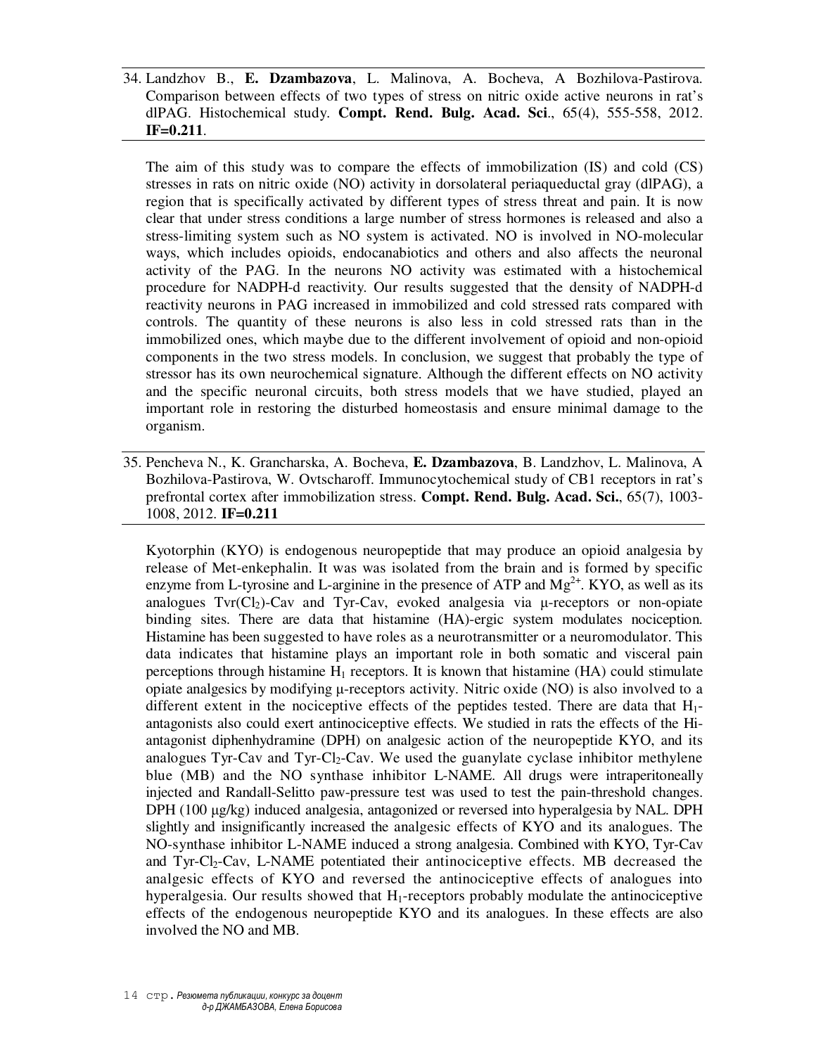34. Landzhov B., **E. Dzambazova**, L. Malinova, A. Bocheva, A Bozhilova-Pastirova. Comparison between effects of two types of stress on nitric oxide active neurons in rat's dlPAG. Histochemical study. **Compt. Rend. Bulg. Acad. Sci**., 65(4), 555-558, 2012. **IF=0.211**.

The aim of this study was to compare the effects of immobilization (IS) and cold (CS) stresses in rats on nitric oxide (NO) activity in dorsolateral periaqueductal gray (dlPAG), a region that is specifically activated by different types of stress threat and pain. It is now clear that under stress conditions a large number of stress hormones is released and also a stress-limiting system such as NO system is activated. NO is involved in NO-molecular ways, which includes opioids, endocanabiotics and others and also affects the neuronal activity of the PAG. In the neurons NO activity was estimated with a histochemical procedure for NADPH-d reactivity. Our results suggested that the density of NADPH-d reactivity neurons in PAG increased in immobilized and cold stressed rats compared with controls. The quantity of these neurons is also less in cold stressed rats than in the immobilized ones, which maybe due to the different involvement of opioid and non-opioid components in the two stress models. In conclusion, we suggest that probably the type of stressor has its own neurochemical signature. Although the different effects on NO activity and the specific neuronal circuits, both stress models that we have studied, played an important role in restoring the disturbed homeostasis and ensure minimal damage to the organism.

35. Pencheva N., K. Grancharska, A. Bocheva, **E. Dzambazova**, B. Landzhov, L. Malinova, A Bozhilova-Pastirova, W. Ovtscharoff. Immunocytochemical study of CB1 receptors in rat's prefrontal cortex after immobilization stress. **Compt. Rend. Bulg. Acad. Sci.**, 65(7), 1003-1008, 2012. **IF=0.211**

Kyotorphin (KYO) is endogenous neuropeptide that may produce an opioid analgesia by release of Met-enkephalin. It was was isolated from the brain and is formed by specific enzyme from L-tyrosine and L-arginine in the presence of ATP and $Mg^{2+}$. KYO, as well as its analogues Tvr($Cl_2$)-Cav and Tyr-Cav, evoked analgesia via μ-receptors or non-opiate binding sites. There are data that histamine (HA)-ergic system modulates nociception. Histamine has been suggested to have roles as a neurotransmitter or a neuromodulator. This data indicates that histamine plays an important role in both somatic and visceral pain perceptions through histamine $H_1$ receptors. It is known that histamine (HA) could stimulate opiate analgesics by modifying μ-receptors activity. Nitric oxide (NO) is also involved to a different extent in the nociceptive effects of the peptides tested. There are data that $H_1$-antagonists also could exert antinociceptive effects. We studied in rats the effects of the Hi-antagonist diphenhydramine (DPH) on analgesic action of the neuropeptide KYO, and its analogues Tyr-Cav and Tyr-$Cl_2$-Cav. We used the guanylate cyclase inhibitor methylene blue (MB) and the NO synthase inhibitor L-NAME. All drugs were intraperitoneally injected and Randall-Selitto paw-pressure test was used to test the pain-threshold changes. DPH (100 μg/kg) induced analgesia, antagonized or reversed into hyperalgesia by NAL. DPH slightly and insignificantly increased the analgesic effects of KYO and its analogues. The NO-synthase inhibitor L-NAME induced a strong analgesia. Combined with KYO, Tyr-Cav and Tyr-$Cl_2$-Cav, L-NAME potentiated their antinociceptive effects. MB decreased the analgesic effects of KYO and reversed the antinociceptive effects of analogues into hyperalgesia. Our results showed that $H_1$-receptors probably modulate the antinociceptive effects of the endogenous neuropeptide KYO and its analogues. In these effects are also involved the NO and MB.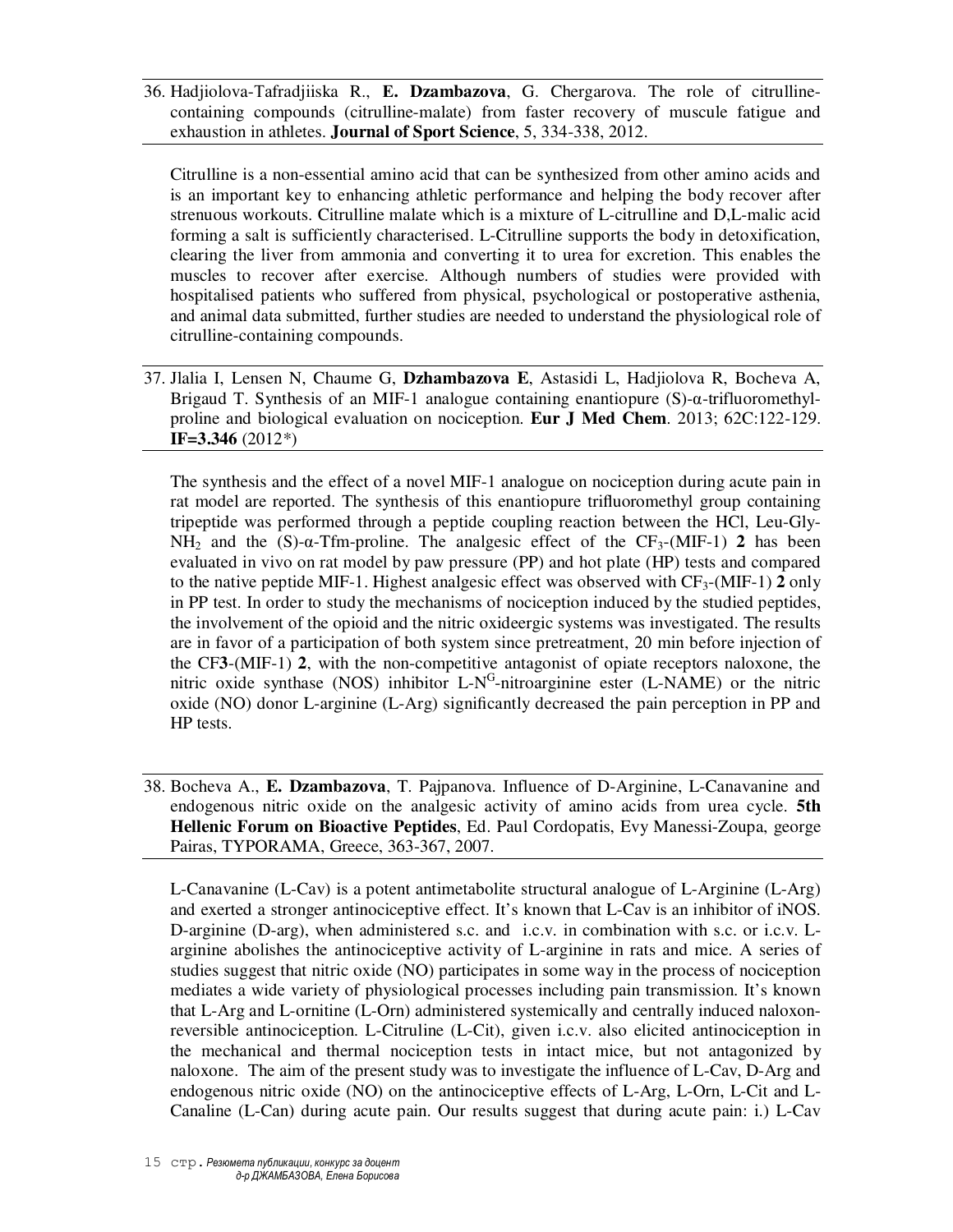36. Hadjiolova-Tafradjiiska R., **E. Dzambazova**, G. Chergarova. The role of citrulline-containing compounds (citrulline-malate) from faster recovery of muscule fatigue and exhaustion in athletes. **Journal of Sport Science**, 5, 334-338, 2012.

Citrulline is a non-essential amino acid that can be synthesized from other amino acids and is an important key to enhancing athletic performance and helping the body recover after strenuous workouts. Citrulline malate which is a mixture of L-citrulline and D,L-malic acid forming a salt is sufficiently characterised. L-Citrulline supports the body in detoxification, clearing the liver from ammonia and converting it to urea for excretion. This enables the muscles to recover after exercise. Although numbers of studies were provided with hospitalised patients who suffered from physical, psychological or postoperative asthenia, and animal data submitted, further studies are needed to understand the physiological role of citrulline-containing compounds.

37. Jlalia I, Lensen N, Chaume G, **Dzhambazova E**, Astasidi L, Hadjiolova R, Bocheva A, Brigaud T. Synthesis of an MIF-1 analogue containing enantiopure (S)-α-trifluoromethyl-proline and biological evaluation on nociception. **Eur J Med Chem**. 2013; 62C:122-129. **IF=3.346** (2012*)

The synthesis and the effect of a novel MIF-1 analogue on nociception during acute pain in rat model are reported. The synthesis of this enantiopure trifluoromethyl group containing tripeptide was performed through a peptide coupling reaction between the HCl, Leu-Gly-$NH_2$ and the (S)-α-Tfm-proline. The analgesic effect of the $CF_3$-(MIF-1) **2** has been evaluated in vivo on rat model by paw pressure (PP) and hot plate (HP) tests and compared to the native peptide MIF-1. Highest analgesic effect was observed with $CF_3$-(MIF-1) **2** only in PP test. In order to study the mechanisms of nociception induced by the studied peptides, the involvement of the opioid and the nitric oxideergic systems was investigated. The results are in favor of a participation of both system since pretreatment, 20 min before injection of the CF**3**-(MIF-1) **2**, with the non-competitive antagonist of opiate receptors naloxone, the nitric oxide synthase (NOS) inhibitor L-$N^G$-nitroarginine ester (L-NAME) or the nitric oxide (NO) donor L-arginine (L-Arg) significantly decreased the pain perception in PP and HP tests.

38. Bocheva A., **E. Dzambazova**, T. Pajpanova. Influence of D-Arginine, L-Canavanine and endogenous nitric oxide on the analgesic activity of amino acids from urea cycle. **5th Hellenic Forum on Bioactive Peptides**, Ed. Paul Cordopatis, Evy Manessi-Zoupa, george Pairas, TYPORAMA, Greece, 363-367, 2007.

L-Canavanine (L-Cav) is a potent antimetabolite structural analogue of L-Arginine (L-Arg) and exerted a stronger antinociceptive effect. It's known that L-Cav is an inhibitor of iNOS. D-arginine (D-arg), when administered s.c. and i.c.v. in combination with s.c. or i.c.v. L-arginine abolishes the antinociceptive activity of L-arginine in rats and mice. A series of studies suggest that nitric oxide (NO) participates in some way in the process of nociception mediates a wide variety of physiological processes including pain transmission. It's known that L-Arg and L-ornitine (L-Orn) administered systemically and centrally induced naloxon-reversible antinociception. L-Citruline (L-Cit), given i.c.v. also elicited antinociception in the mechanical and thermal nociception tests in intact mice, but not antagonized by naloxone. The aim of the present study was to investigate the influence of L-Cav, D-Arg and endogenous nitric oxide (NO) on the antinociceptive effects of L-Arg, L-Orn, L-Cit and L-Canaline (L-Can) during acute pain. Our results suggest that during acute pain: i.) L-Cav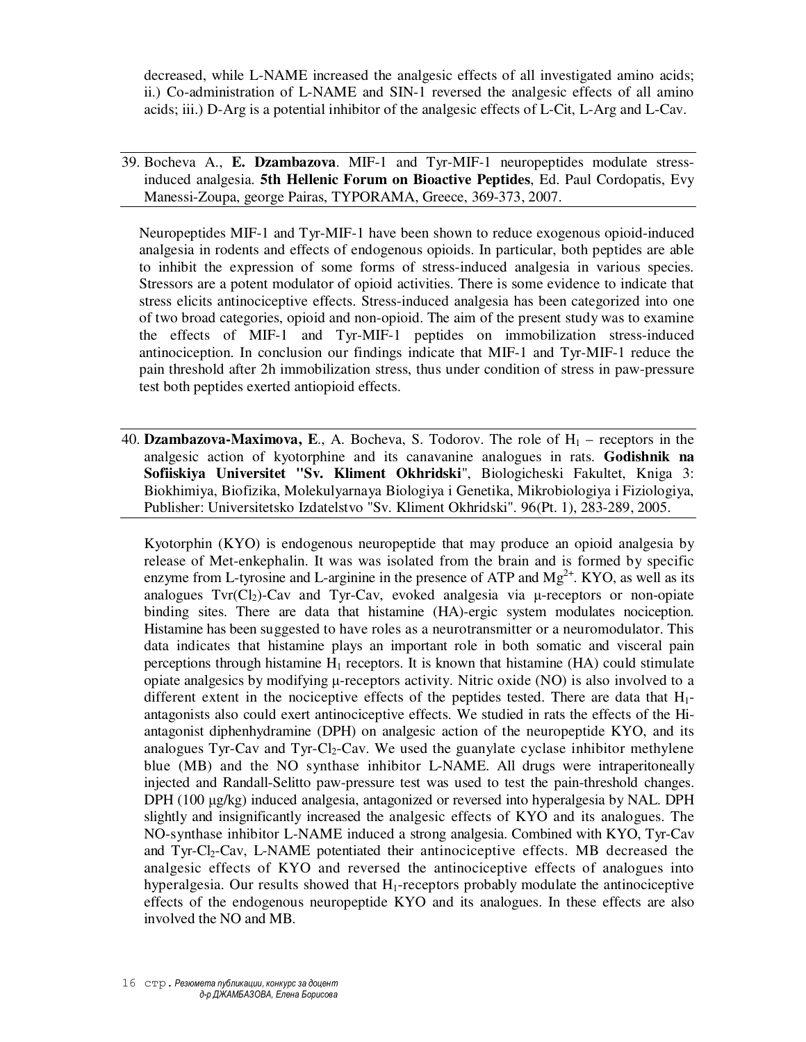decreased, while L-NAME increased the analgesic effects of all investigated amino acids; ii.) Co-administration of L-NAME and SIN-1 reversed the analgesic effects of all amino acids; iii.) D-Arg is a potential inhibitor of the analgesic effects of L-Cit, L-Arg and L-Cav.

---

39. Bocheva A., **E. Dzambazova**. MIF-1 and Tyr-MIF-1 neuropeptides modulate stress-induced analgesia. **5th Hellenic Forum on Bioactive Peptides**, Ed. Paul Cordopatis, Evy Manessi-Zoupa, george Pairas, TYPORAMA, Greece, 369-373, 2007.

---

Neuropeptides MIF-1 and Tyr-MIF-1 have been shown to reduce exogenous opioid-induced analgesia in rodents and effects of endogenous opioids. In particular, both peptides are able to inhibit the expression of some forms of stress-induced analgesia in various species. Stressors are a potent modulator of opioid activities. There is some evidence to indicate that stress elicits antinociceptive effects. Stress-induced analgesia has been categorized into one of two broad categories, opioid and non-opioid. The aim of the present study was to examine the effects of MIF-1 and Tyr-MIF-1 peptides on immobilization stress-induced antinociception. In conclusion our findings indicate that MIF-1 and Tyr-MIF-1 reduce the pain threshold after 2h immobilization stress, thus under condition of stress in paw-pressure test both peptides exerted antiopioid effects.

---

40. **Dzambazova-Maximova, E**., A. Bocheva, S. Todorov. The role of $H_1$ – receptors in the analgesic action of kyotorphine and its canavanine analogues in rats. **Godishnik na Sofiiskiya Universitet "Sv. Kliment Okhridski**", Biologicheski Fakultet, Kniga 3: Biokhimiya, Biofizika, Molekulyarnaya Biologiya i Genetika, Mikrobiologiya i Fiziologiya, Publisher: Universitetsko Izdatelstvo "Sv. Kliment Okhridski". 96(Pt. 1), 283-289, 2005.

---

Kyotorphin (KYO) is endogenous neuropeptide that may produce an opioid analgesia by release of Met-enkephalin. It was was isolated from the brain and is formed by specific enzyme from L-tyrosine and L-arginine in the presence of ATP and $Mg^{2+}$. KYO, as well as its analogues Tvr($Cl_2$)-Cav and Tyr-Cav, evoked analgesia via μ-receptors or non-opiate binding sites. There are data that histamine (HA)-ergic system modulates nociception. Histamine has been suggested to have roles as a neurotransmitter or a neuromodulator. This data indicates that histamine plays an important role in both somatic and visceral pain perceptions through histamine $H_1$ receptors. It is known that histamine (HA) could stimulate opiate analgesics by modifying μ-receptors activity. Nitric oxide (NO) is also involved to a different extent in the nociceptive effects of the peptides tested. There are data that $H_1$-antagonists also could exert antinociceptive effects. We studied in rats the effects of the Hi-antagonist diphenhydramine (DPH) on analgesic action of the neuropeptide KYO, and its analogues Tyr-Cav and Tyr-$Cl_2$-Cav. We used the guanylate cyclase inhibitor methylene blue (MB) and the NO synthase inhibitor L-NAME. All drugs were intraperitoneally injected and Randall-Selitto paw-pressure test was used to test the pain-threshold changes. DPH (100 μg/kg) induced analgesia, antagonized or reversed into hyperalgesia by NAL. DPH slightly and insignificantly increased the analgesic effects of KYO and its analogues. The NO-synthase inhibitor L-NAME induced a strong analgesia. Combined with KYO, Tyr-Cav and Tyr-$Cl_2$-Cav, L-NAME potentiated their antinociceptive effects. MB decreased the analgesic effects of KYO and reversed the antinociceptive effects of analogues into hyperalgesia. Our results showed that $H_1$-receptors probably modulate the antinociceptive effects of the endogenous neuropeptide KYO and its analogues. In these effects are also involved the NO and MB.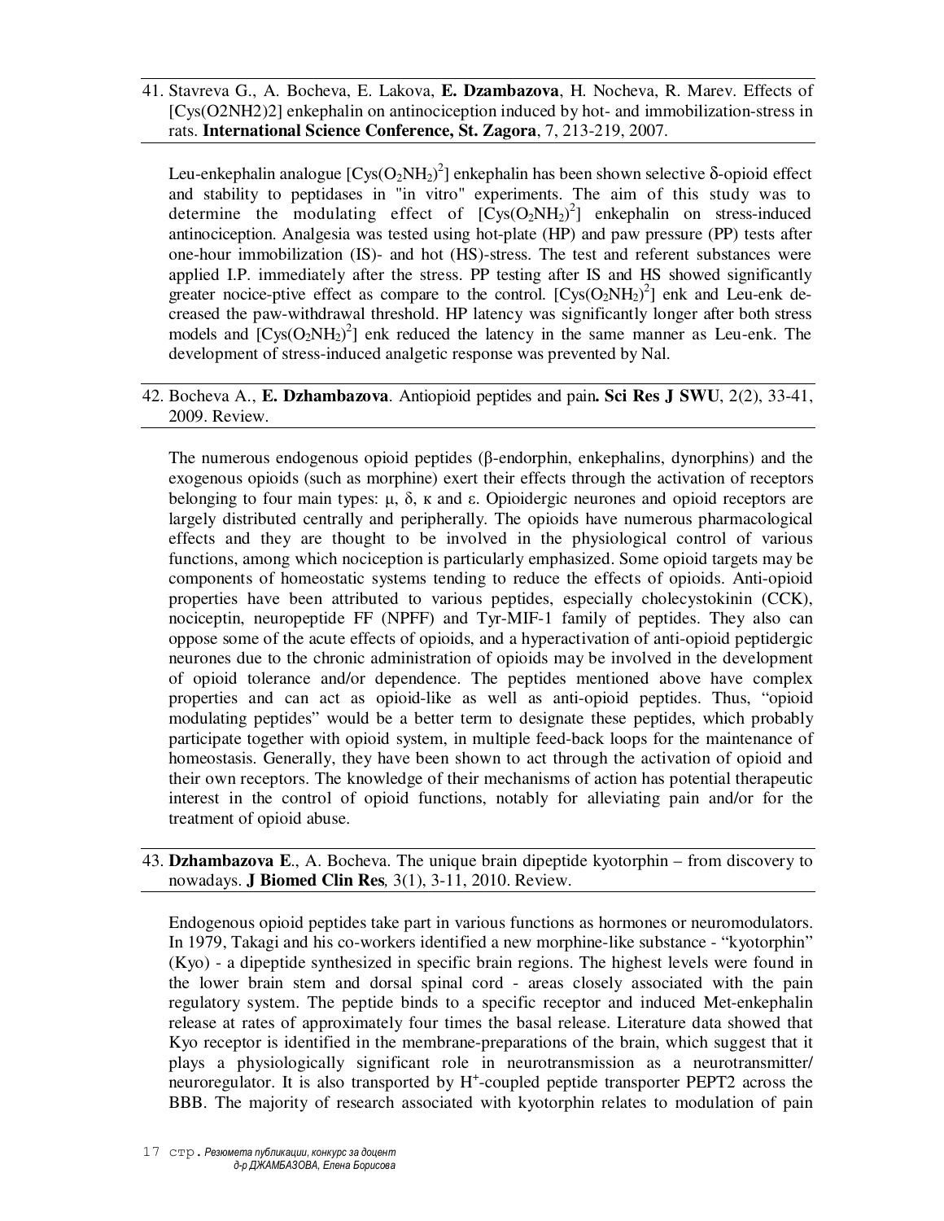41. Stavreva G., A. Bocheva, E. Lakova, **E. Dzambazova**, H. Nocheva, R. Marev. Effects of [Cys(O2NH2)2] enkephalin on antinociception induced by hot- and immobilization-stress in rats. **International Science Conference, St. Zagora**, 7, 213-219, 2007.

Leu-enkephalin analogue [Cys($O_2NH_2$)$^2$] enkephalin has been shown selective δ-opioid effect and stability to peptidases in "in vitro" experiments. The aim of this study was to determine the modulating effect of [Cys($O_2NH_2$)$^2$] enkephalin on stress-induced antinociception. Analgesia was tested using hot-plate (HP) and paw pressure (PP) tests after one-hour immobilization (IS)- and hot (HS)-stress. The test and referent substances were applied I.P. immediately after the stress. PP testing after IS and HS showed significantly greater nocice-ptive effect as compare to the control. [Cys($O_2NH_2$)$^2$] enk and Leu-enk de-creased the paw-withdrawal threshold. HP latency was significantly longer after both stress models and [Cys($O_2NH_2$)$^2$] enk reduced the latency in the same manner as Leu-enk. The development of stress-induced analgetic response was prevented by Nal.

42. Bocheva A., **E. Dzhambazova**. Antiopioid peptides and pain**. Sci Res J SWU**, 2(2), 33-41, 2009. Review.

The numerous endogenous opioid peptides (β-endorphin, enkephalins, dynorphins) and the exogenous opioids (such as morphine) exert their effects through the activation of receptors belonging to four main types: μ, δ, κ and ε. Opioidergic neurones and opioid receptors are largely distributed centrally and peripherally. The opioids have numerous pharmacological effects and they are thought to be involved in the physiological control of various functions, among which nociception is particularly emphasized. Some opioid targets may be components of homeostatic systems tending to reduce the effects of opioids. Anti-opioid properties have been attributed to various peptides, especially cholecystokinin (CCK), nociceptin, neuropeptide FF (NPFF) and Tyr-MIF-1 family of peptides. They also can oppose some of the acute effects of opioids, and a hyperactivation of anti-opioid peptidergic neurones due to the chronic administration of opioids may be involved in the development of opioid tolerance and/or dependence. The peptides mentioned above have complex properties and can act as opioid-like as well as anti-opioid peptides. Thus, "opioid modulating peptides" would be a better term to designate these peptides, which probably participate together with opioid system, in multiple feed-back loops for the maintenance of homeostasis. Generally, they have been shown to act through the activation of opioid and their own receptors. The knowledge of their mechanisms of action has potential therapeutic interest in the control of opioid functions, notably for alleviating pain and/or for the treatment of opioid abuse.

43. **Dzhambazova E**., A. Bocheva. The unique brain dipeptide kyotorphin – from discovery to nowadays. **J Biomed Clin Res***,* 3(1), 3-11, 2010. Review.

Endogenous opioid peptides take part in various functions as hormones or neuromodulators. In 1979, Takagi and his co-workers identified a new morphine-like substance - "kyotorphin" (Kyo) - a dipeptide synthesized in specific brain regions. The highest levels were found in the lower brain stem and dorsal spinal cord - areas closely associated with the pain regulatory system. The peptide binds to a specific receptor and induced Met-enkephalin release at rates of approximately four times the basal release. Literature data showed that Kyo receptor is identified in the membrane-preparations of the brain, which suggest that it plays a physiologically significant role in neurotransmission as a neurotransmitter/ neuroregulator. It is also transported by $H^+$-coupled peptide transporter PEPT2 across the BBB. The majority of research associated with kyotorphin relates to modulation of pain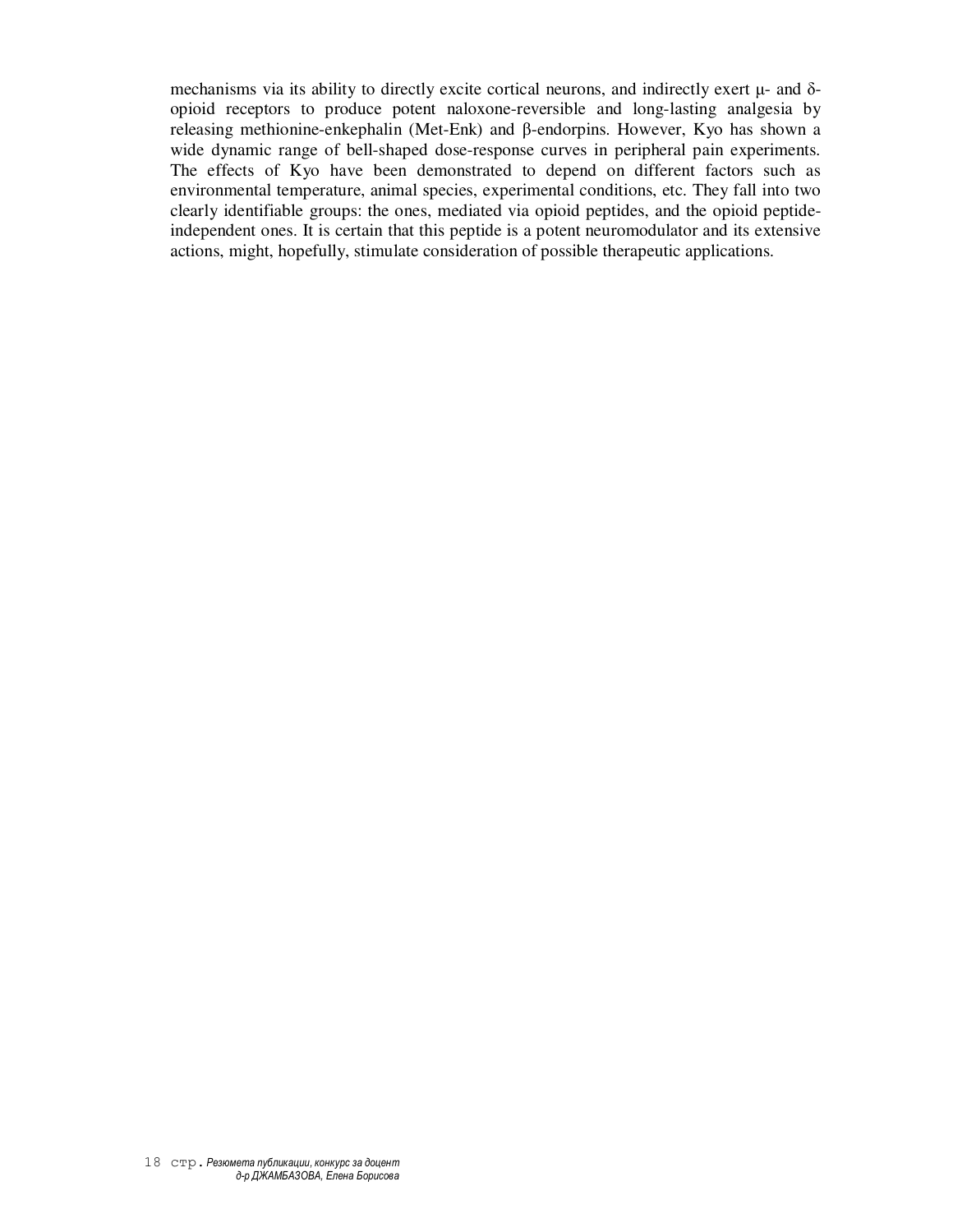mechanisms via its ability to directly excite cortical neurons, and indirectly exert μ- and δ-opioid receptors to produce potent naloxone-reversible and long-lasting analgesia by releasing methionine-enkephalin (Met-Enk) and β-endorpins. However, Kyo has shown a wide dynamic range of bell-shaped dose-response curves in peripheral pain experiments. The effects of Kyo have been demonstrated to depend on different factors such as environmental temperature, animal species, experimental conditions, etc. They fall into two clearly identifiable groups: the ones, mediated via opioid peptides, and the opioid peptide-independent ones. It is certain that this peptide is a potent neuromodulator and its extensive actions, might, hopefully, stimulate consideration of possible therapeutic applications.